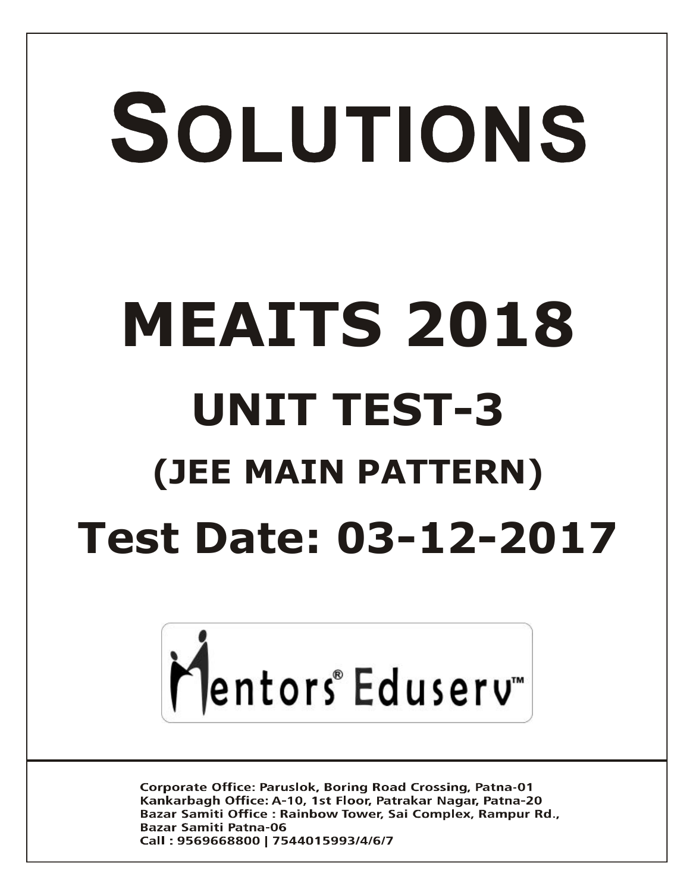# SOLUTIONS

# MEAITS 2018

## UNIT TEST-3

## (JEE MAIN PATTERN)

## Test Date: 03-12-2017

Mentors® Eduserv™

Corporate Office: Paruslok, Boring Road Crossing, Patna-01
Kankarbagh Office: A-10, 1st Floor, Patrakar Nagar, Patna-20
Bazar Samiti Office : Rainbow Tower, Sai Complex, Rampur Rd., Bazar Samiti Patna-06
Call : 9569668800 | 7544015993/4/6/7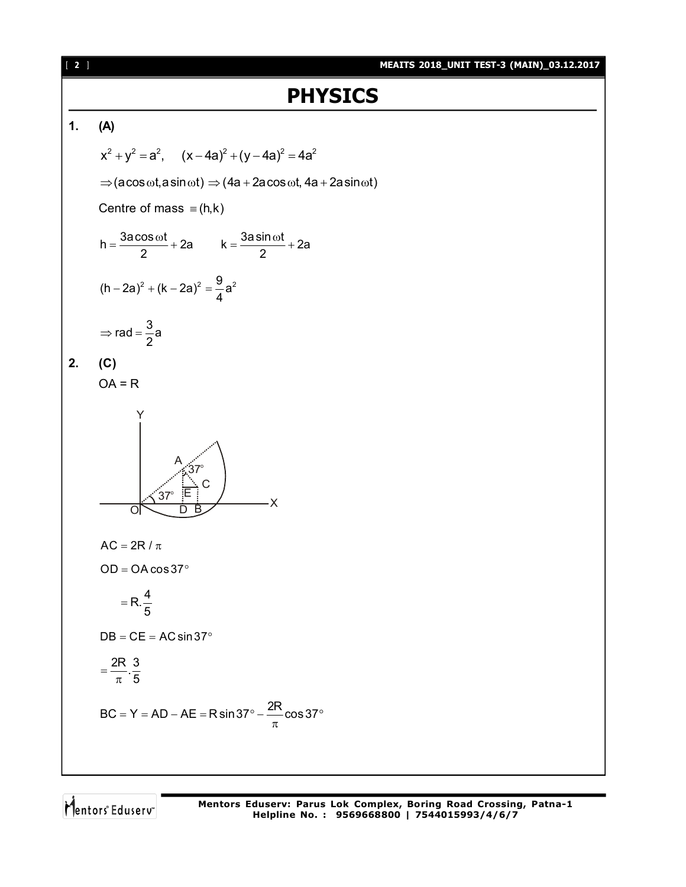# PHYSICS

**1. (A)**

$$x^2 + y^2 = a^2, \quad (x-4a)^2 + (y-4a)^2 = 4a^2$$

$$\Rightarrow (a\cos\omega t, a\sin\omega t) \Rightarrow (4a + 2a\cos\omega t, 4a + 2a\sin\omega t)$$

Centre of mass $\equiv (h, k)$

$$h = \frac{3a\cos\omega t}{2} + 2a \qquad k = \frac{3a\sin\omega t}{2} + 2a$$

$$(h-2a)^2 + (k-2a)^2 = \frac{9}{4}a^2$$

$$\Rightarrow \text{rad} = \frac{3}{2}a$$

**2. (C)**

OA = R

$$AC = 2R/\pi$$

$$OD = OA\cos 37^\circ$$

$$= R.\frac{4}{5}$$

$$DB = CE = AC\sin 37^\circ$$

$$= \frac{2R}{\pi}.\frac{3}{5}$$

$$BC = Y = AD - AE = R\sin 37^\circ - \frac{2R}{\pi}\cos 37^\circ$$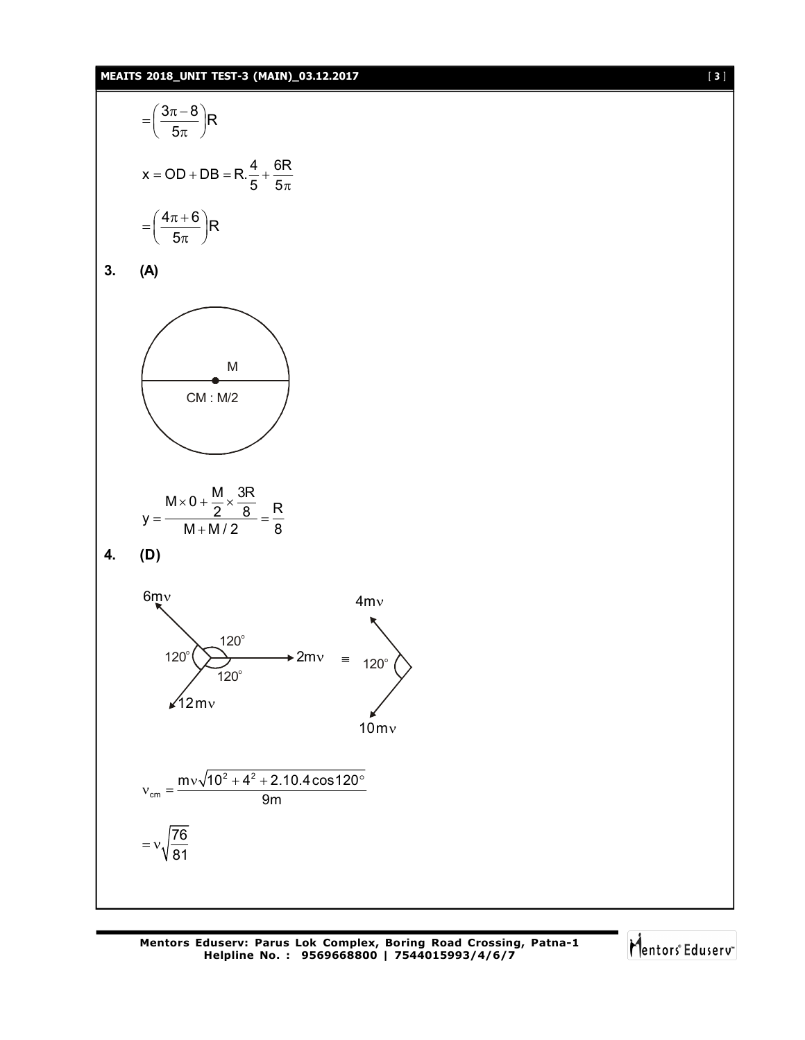$$=\left(\frac{3\pi-8}{5\pi}\right)R$$

$$x = OD + DB = R.\frac{4}{5}+\frac{6R}{5\pi}$$

$$=\left(\frac{4\pi+6}{5\pi}\right)R$$

**3. (A)**

M

CM : M/2

$$y=\frac{M\times 0+\frac{M}{2}\times\frac{3R}{8}}{M+M/2}=\frac{R}{8}$$

**4. (D)**

6mν, 2mν, 12mν, 120°, 120°, 120° ≡ 4mν, 10mν, 120°

$$\nu_{cm}=\frac{m\nu\sqrt{10^2+4^2+2.10.4\cos 120^\circ}}{9m}$$

$$=\nu\sqrt{\frac{76}{81}}$$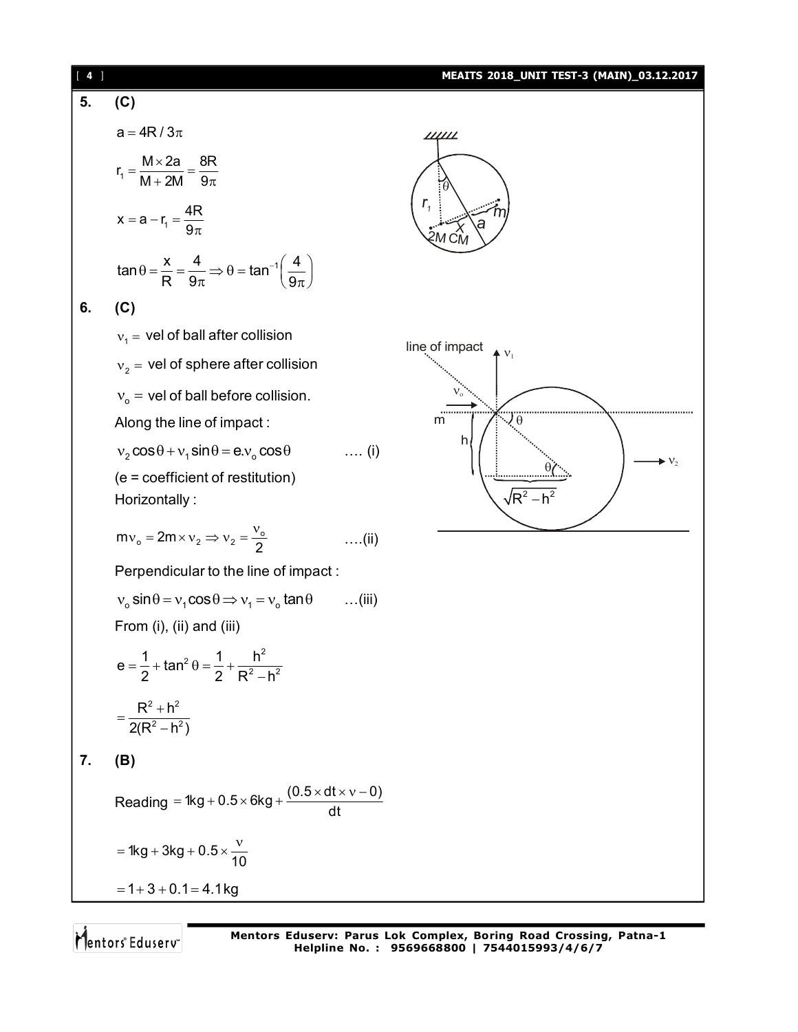**5. (C)**

$a = 4R/3\pi$

$r_1 = \dfrac{M \times 2a}{M + 2M} = \dfrac{8R}{9\pi}$

$x = a - r_1 = \dfrac{4R}{9\pi}$

$\tan\theta = \dfrac{x}{R} = \dfrac{4}{9\pi} \Rightarrow \theta = \tan^{-1}\left(\dfrac{4}{9\pi}\right)$

**6. (C)**

$\nu_1 =$ vel of ball after collision

$\nu_2 =$ vel of sphere after collision

$\nu_o =$ vel of ball before collision.

Along the line of impact :

$\nu_2 \cos\theta + \nu_1 \sin\theta = e.\nu_o \cos\theta$ .... (i)

(e = coefficient of restitution)

Horizontally :

$m\nu_o = 2m \times \nu_2 \Rightarrow \nu_2 = \dfrac{\nu_o}{2}$ ....(ii)

Perpendicular to the line of impact :

$\nu_o \sin\theta = \nu_1 \cos\theta \Rightarrow \nu_1 = \nu_o \tan\theta$ ...(iii)

From (i), (ii) and (iii)

$e = \dfrac{1}{2} + \tan^2\theta = \dfrac{1}{2} + \dfrac{h^2}{R^2 - h^2}$

$= \dfrac{R^2 + h^2}{2(R^2 - h^2)}$

**7. (B)**

Reading $= 1\text{kg} + 0.5 \times 6\text{kg} + \dfrac{(0.5 \times dt \times \nu - 0)}{dt}$

$= 1\text{kg} + 3\text{kg} + 0.5 \times \dfrac{\nu}{10}$

$= 1 + 3 + 0.1 = 4.1\,\text{kg}$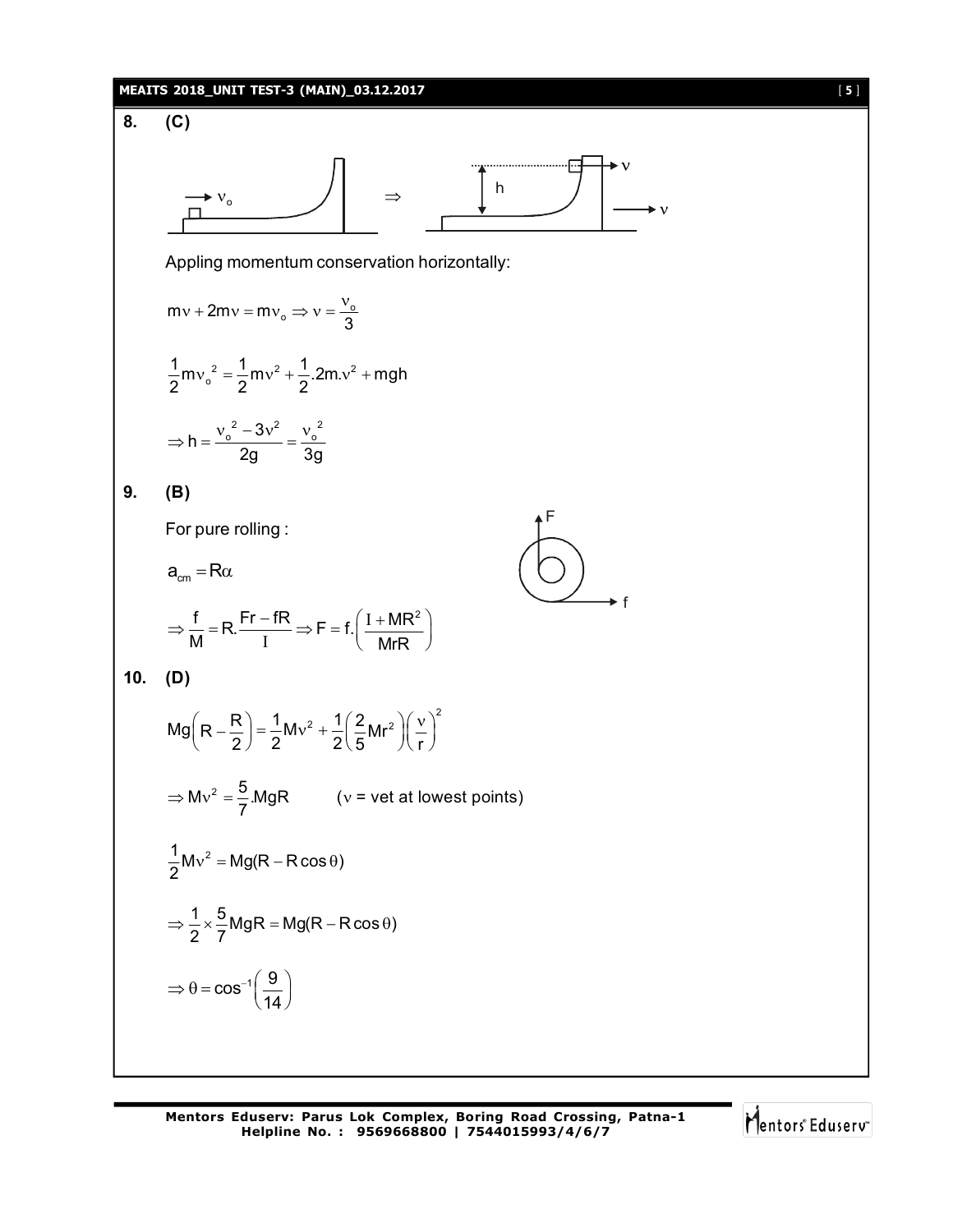**8. (C)**

Appling momentum conservation horizontally:

$$m\nu + 2m\nu = m\nu_o \Rightarrow \nu = \frac{\nu_o}{3}$$

$$\frac{1}{2}m\nu_o^{\,2} = \frac{1}{2}m\nu^2 + \frac{1}{2}.2m.\nu^2 + mgh$$

$$\Rightarrow h = \frac{\nu_o^{\,2} - 3\nu^2}{2g} = \frac{\nu_o^{\,2}}{3g}$$

**9. (B)**

For pure rolling :

$$a_{cm} = R\alpha$$

$$\Rightarrow \frac{f}{M} = R.\frac{Fr - fR}{I} \Rightarrow F = f.\left(\frac{I + MR^2}{MrR}\right)$$

**10. (D)**

$$Mg\left(R - \frac{R}{2}\right) = \frac{1}{2}M\nu^2 + \frac{1}{2}\left(\frac{2}{5}Mr^2\right)\left(\frac{\nu}{r}\right)^2$$

$$\Rightarrow M\nu^2 = \frac{5}{7}.MgR \qquad (\nu = \text{vet at lowest points})$$

$$\frac{1}{2}M\nu^2 = Mg(R - R\cos\theta)$$

$$\Rightarrow \frac{1}{2} \times \frac{5}{7}MgR = Mg(R - R\cos\theta)$$

$$\Rightarrow \theta = \cos^{-1}\left(\frac{9}{14}\right)$$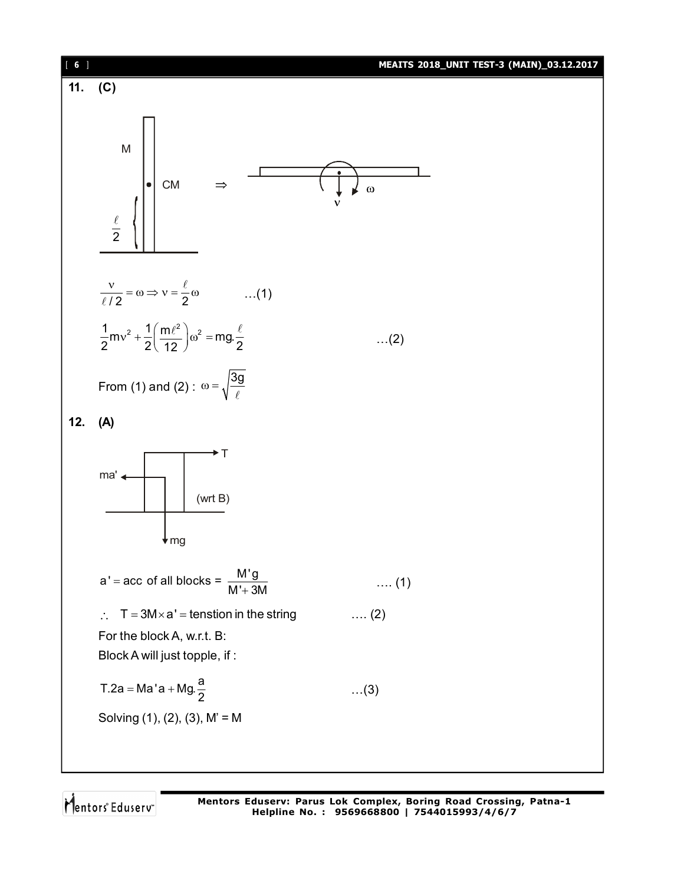**11. (C)**

$$\frac{v}{\ell/2} = \omega \Rightarrow v = \frac{\ell}{2}\omega \qquad \ldots(1)$$

$$\frac{1}{2}mv^2 + \frac{1}{2}\left(\frac{m\ell^2}{12}\right)\omega^2 = mg.\frac{\ell}{2} \qquad \ldots(2)$$

From (1) and (2) : $\omega = \sqrt{\frac{3g}{\ell}}$

**12. (A)**

$$a' = \text{acc of all blocks} = \frac{M'g}{M'+3M} \qquad \ldots(1)$$

$\therefore \quad T = 3M \times a' = \text{tenstion in the string} \qquad \ldots(2)$

For the block A, w.r.t. B:

Block A will just topple, if :

$$T.2a = Ma'a + Mg.\frac{a}{2} \qquad \ldots(3)$$

Solving (1), (2), (3), M' = M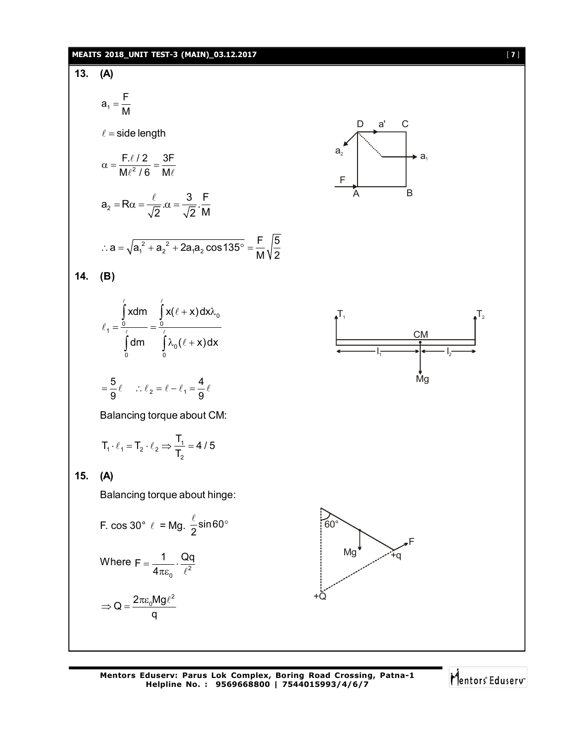**13. (A)**

$$a_1 = \frac{F}{M}$$

$\ell$ = side length

$$\alpha = \frac{F.\ell/2}{M\ell^2/6} = \frac{3F}{M\ell}$$

$$a_2 = R\alpha = \frac{\ell}{\sqrt{2}}.\alpha = \frac{3}{\sqrt{2}}.\frac{F}{M}$$

$$\therefore a = \sqrt{a_1^2 + a_2^2 + 2a_1a_2\cos 135^\circ} = \frac{F}{M}\sqrt{\frac{5}{2}}$$

**14. (B)**

$$\ell_1 = \frac{\int_0^\ell x\,dm}{\int_0^\ell dm} = \frac{\int_0^\ell x(\ell + x)\,dx\lambda_0}{\int_0^\ell \lambda_0(\ell + x)\,dx}$$

$$= \frac{5}{9}\ell \quad \therefore \ell_2 = \ell - \ell_1 = \frac{4}{9}\ell$$

Balancing torque about CM:

$$T_1 \cdot \ell_1 = T_2 \cdot \ell_2 \Rightarrow \frac{T_1}{T_2} = 4/5$$

**15. (A)**

Balancing torque about hinge:

$$F.\cos 30^\circ\ \ell = Mg.\frac{\ell}{2}\sin 60^\circ$$

Where $F = \frac{1}{4\pi\varepsilon_0}\cdot\frac{Qq}{\ell^2}$

$$\Rightarrow Q = \frac{2\pi\varepsilon_0 Mg\ell^2}{q}$$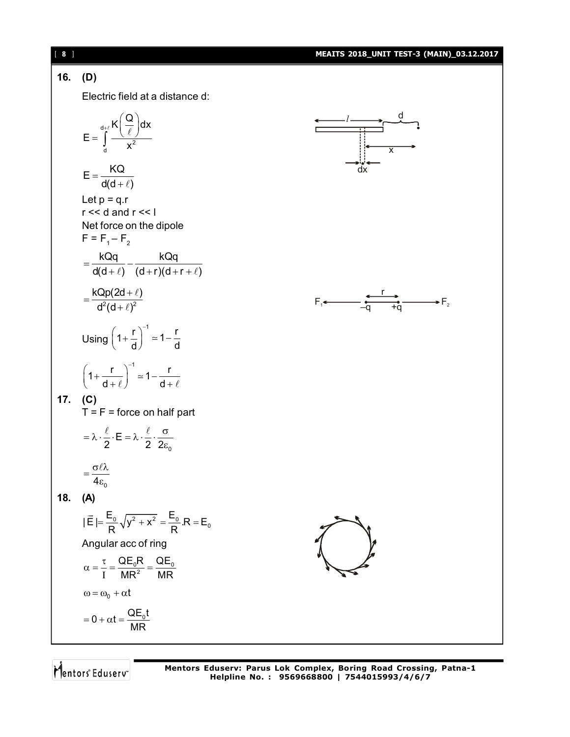**16. (D)**

Electric field at a distance d:

$$E = \int_{d}^{d+\ell} \frac{K\left(\frac{Q}{\ell}\right)dx}{x^2}$$

$$E = \frac{KQ}{d(d+\ell)}$$

Let p = q.r

r << d and r << l

Net force on the dipole

$F = F_1 - F_2$

$$= \frac{kQq}{d(d+\ell)} - \frac{kQq}{(d+r)(d+r+\ell)}$$

$$= \frac{kQp(2d+\ell)}{d^2(d+\ell)^2}$$

Using $\left(1+\frac{r}{d}\right)^{-1} \simeq 1 - \frac{r}{d}$

$$\left(1+\frac{r}{d+\ell}\right)^{-1} \simeq 1 - \frac{r}{d+\ell}$$

**17. (C)**

T = F = force on half part

$$= \lambda \cdot \frac{\ell}{2} \cdot E = \lambda \cdot \frac{\ell}{2} \cdot \frac{\sigma}{2\varepsilon_0}$$

$$= \frac{\sigma \ell \lambda}{4\varepsilon_0}$$

**18. (A)**

$$|\vec{E}| = \frac{E_0}{R}\sqrt{y^2 + x^2} = \frac{E_0}{R}.R = E_0$$

Angular acc of ring

$$\alpha = \frac{\tau}{I} = \frac{QE_0R}{MR^2} = \frac{QE_0}{MR}$$

$$\omega = \omega_0 + \alpha t$$

$$= 0 + \alpha t = \frac{QE_0 t}{MR}$$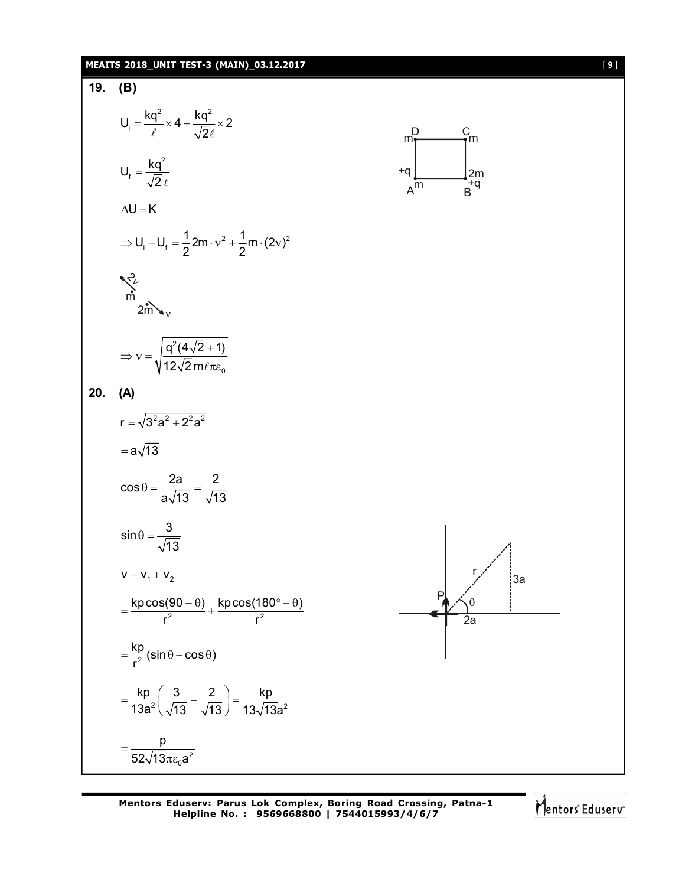**19. (B)**

$$U_i = \frac{kq^2}{\ell} \times 4 + \frac{kq^2}{\sqrt{2}\ell} \times 2$$

$$U_f = \frac{kq^2}{\sqrt{2}\,\ell}$$

$$\Delta U = K$$

$$\Rightarrow U_i - U_f = \frac{1}{2}2m \cdot v^2 + \frac{1}{2}m \cdot (2v)^2$$

$$\Rightarrow v = \sqrt{\frac{q^2(4\sqrt{2}+1)}{12\sqrt{2}\,m\ell\pi\varepsilon_0}}$$

**20. (A)**

$$r = \sqrt{3^2a^2 + 2^2a^2}$$

$$= a\sqrt{13}$$

$$\cos\theta = \frac{2a}{a\sqrt{13}} = \frac{2}{\sqrt{13}}$$

$$\sin\theta = \frac{3}{\sqrt{13}}$$

$$V = V_1 + V_2$$

$$= \frac{kp\cos(90-\theta)}{r^2} + \frac{kp\cos(180^\circ - \theta)}{r^2}$$

$$= \frac{kp}{r^2}(\sin\theta - \cos\theta)$$

$$= \frac{kp}{13a^2}\left(\frac{3}{\sqrt{13}} - \frac{2}{\sqrt{13}}\right) = \frac{kp}{13\sqrt{13}a^2}$$

$$= \frac{p}{52\sqrt{13}\pi\varepsilon_0 a^2}$$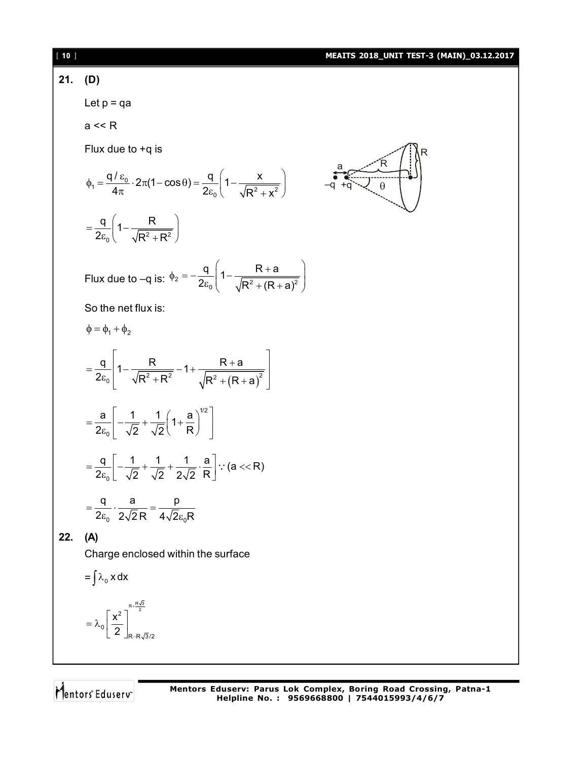**21. (D)**

Let p = qa

a << R

Flux due to +q is

$$\phi_1 = \frac{q/\varepsilon_0}{4\pi}\cdot 2\pi(1-\cos\theta) = \frac{q}{2\varepsilon_0}\left(1-\frac{x}{\sqrt{R^2+x^2}}\right)$$

$$= \frac{q}{2\varepsilon_0}\left(1-\frac{R}{\sqrt{R^2+R^2}}\right)$$

Flux due to –q is: $\phi_2 = -\frac{q}{2\varepsilon_0}\left(1-\frac{R+a}{\sqrt{R^2+(R+a)^2}}\right)$

So the net flux is:

$$\phi = \phi_1 + \phi_2$$

$$= \frac{q}{2\varepsilon_0}\left[1-\frac{R}{\sqrt{R^2+R^2}}-1+\frac{R+a}{\sqrt{R^2+(R+a)^2}}\right]$$

$$= \frac{a}{2\varepsilon_0}\left[-\frac{1}{\sqrt{2}}+\frac{1}{\sqrt{2}}\left(1+\frac{a}{R}\right)^{1/2}\right]$$

$$= \frac{q}{2\varepsilon_0}\left[-\frac{1}{\sqrt{2}}+\frac{1}{\sqrt{2}}+\frac{1}{2\sqrt{2}}\cdot\frac{a}{R}\right] \because (a << R)$$

$$= \frac{q}{2\varepsilon_0}\cdot\frac{a}{2\sqrt{2}R} = \frac{p}{4\sqrt{2}\varepsilon_0 R}$$

**22. (A)**

Charge enclosed within the surface

$$= \int \lambda_0 \, x \, dx$$

$$= \lambda_0\left[\frac{x^2}{2}\right]_{R-R\sqrt{3}/2}^{R+\frac{R\sqrt{3}}{2}}$$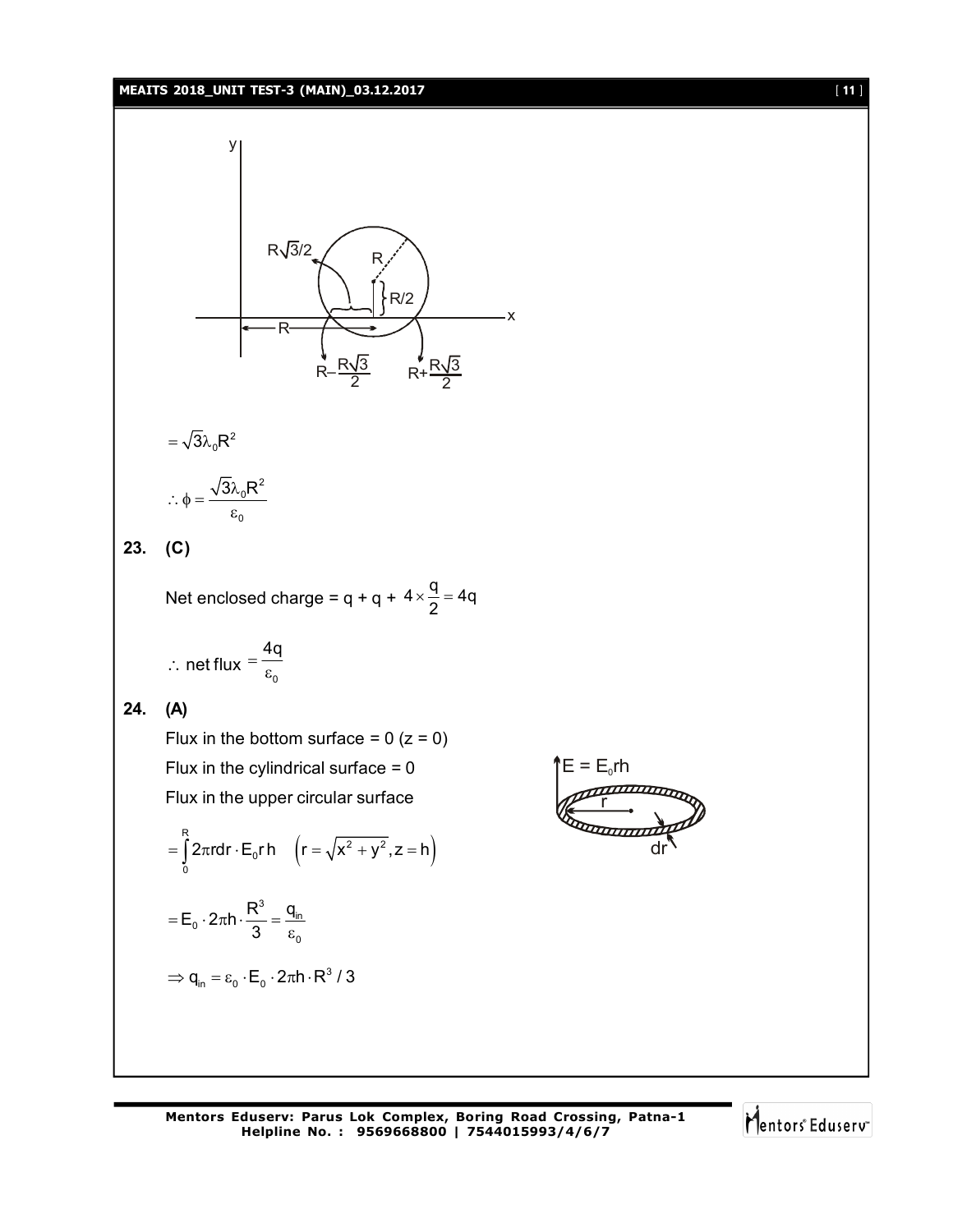$$= \sqrt{3}\lambda_0 R^2$$

$$\therefore \phi = \frac{\sqrt{3}\lambda_0 R^2}{\varepsilon_0}$$

**23. (C)**

Net enclosed charge = q + q + $4 \times \frac{q}{2} = 4q$

$$\therefore \text{ net flux } = \frac{4q}{\varepsilon_0}$$

**24. (A)**

Flux in the bottom surface = 0 (z = 0)

Flux in the cylindrical surface = 0

Flux in the upper circular surface

$$= \int_0^R 2\pi r dr \cdot E_0 r h \quad \left(r = \sqrt{x^2 + y^2}, z = h\right)$$

$$= E_0 \cdot 2\pi h \cdot \frac{R^3}{3} = \frac{q_{in}}{\varepsilon_0}$$

$$\Rightarrow q_{in} = \varepsilon_0 \cdot E_0 \cdot 2\pi h \cdot R^3 / 3$$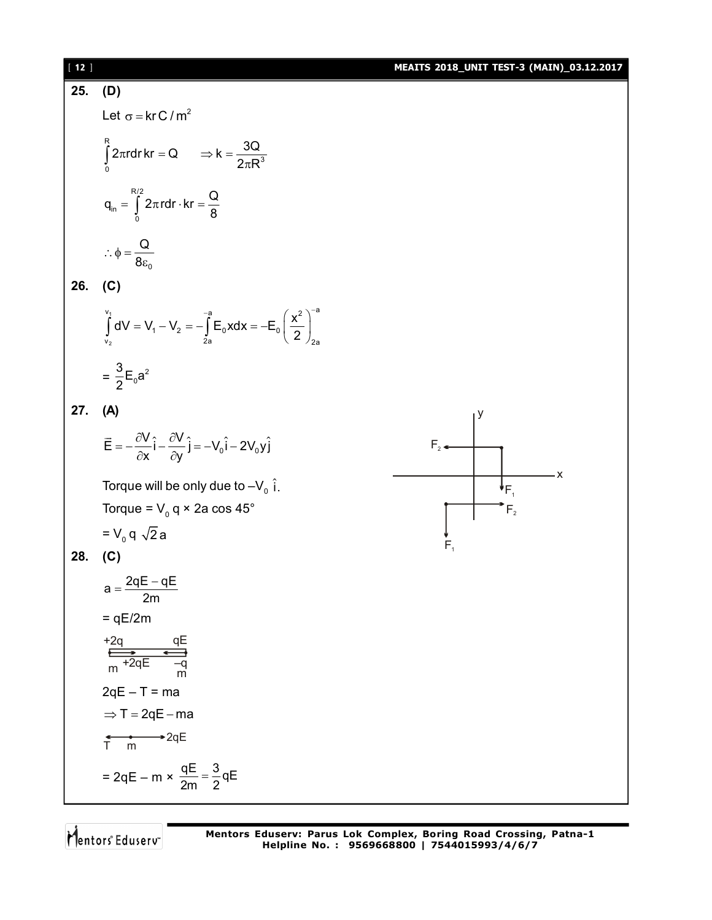**25. (D)**

Let $\sigma = kr\,C/m^2$

$$\int_0^R 2\pi r dr\, kr = Q \qquad \Rightarrow k = \frac{3Q}{2\pi R^3}$$

$$q_{in} = \int_0^{R/2} 2\pi r dr \cdot kr = \frac{Q}{8}$$

$$\therefore \phi = \frac{Q}{8\varepsilon_0}$$

**26. (C)**

$$\int_{v_2}^{v_1} dV = V_1 - V_2 = -\int_{2a}^{-a} E_0 x dx = -E_0\left(\frac{x^2}{2}\right)_{2a}^{-a}$$

$$= \frac{3}{2}E_0 a^2$$

**27. (A)**

$$\vec{E} = -\frac{\partial V}{\partial x}\hat{i} - \frac{\partial V}{\partial y}\hat{j} = -V_0\hat{i} - 2V_0 y\hat{j}$$

Torque will be only due to $-V_0\,\hat{i}$.

Torque = $V_0\, q \times 2a \cos 45°$

= $V_0\, q\, \sqrt{2}\, a$

**28. (C)**

$$a = \frac{2qE - qE}{2m}$$

= qE/2m

2qE – T = ma

$$\Rightarrow T = 2qE - ma$$

$$= 2qE - m \times \frac{qE}{2m} = \frac{3}{2}qE$$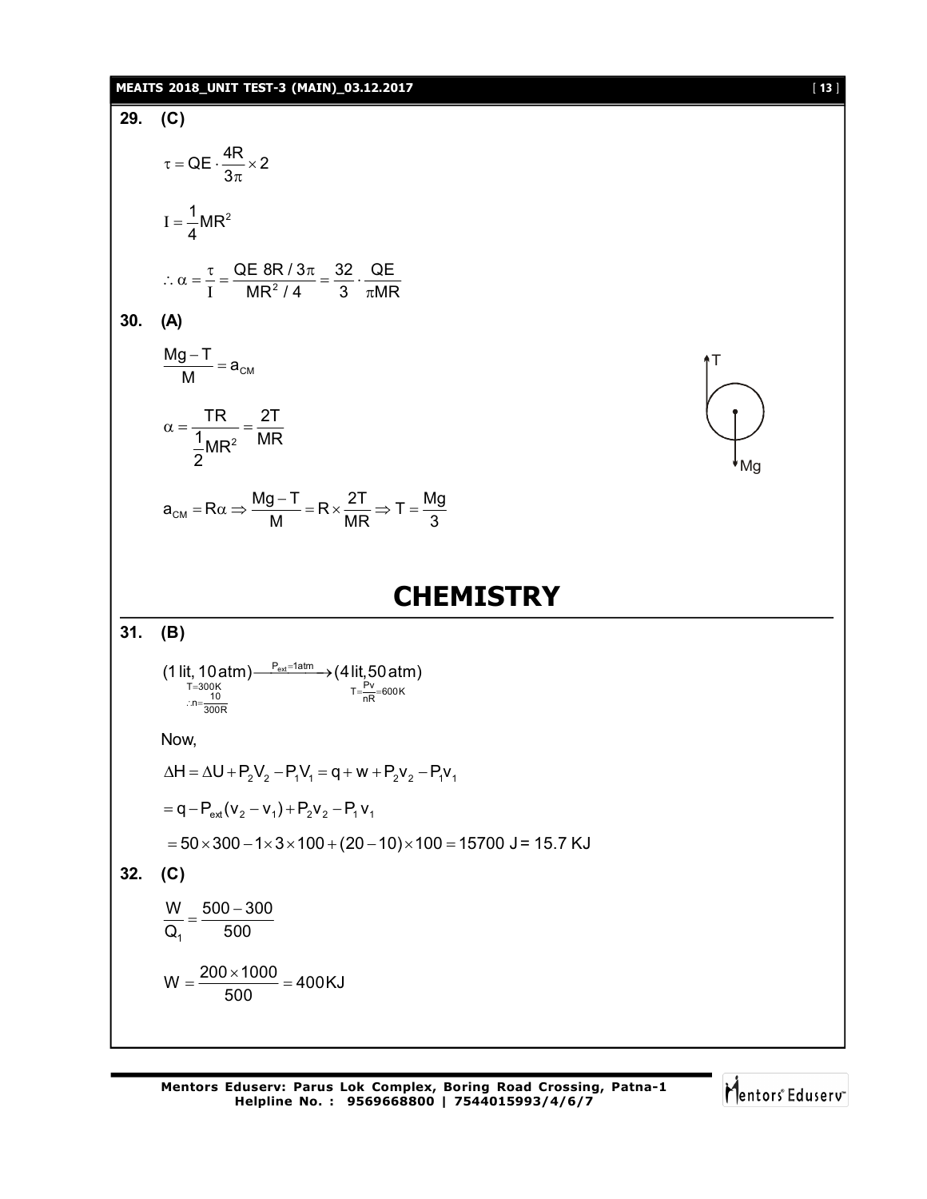**29. (C)**

$$\tau = QE \cdot \frac{4R}{3\pi} \times 2$$

$$I = \frac{1}{4}MR^2$$

$$\therefore \alpha = \frac{\tau}{I} = \frac{QE\ 8R/3\pi}{MR^2/4} = \frac{32}{3} \cdot \frac{QE}{\pi MR}$$

**30. (A)**

$$\frac{Mg - T}{M} = a_{CM}$$

$$\alpha = \frac{TR}{\frac{1}{2}MR^2} = \frac{2T}{MR}$$

T

Mg

$$a_{CM} = R\alpha \Rightarrow \frac{Mg - T}{M} = R \times \frac{2T}{MR} \Rightarrow T = \frac{Mg}{3}$$

# CHEMISTRY

**31. (B)**

$$\underset{\substack{T=300K \\ \therefore n = \frac{10}{300R}}}{(1\,\text{lit}, 10\,\text{atm})} \xrightarrow{P_{ext}=1\text{atm}} \underset{T = \frac{Pv}{nR} = 600K}{(4\,\text{lit}, 50\,\text{atm})}$$

Now,

$$\Delta H = \Delta U + P_2V_2 - P_1V_1 = q + w + P_2v_2 - P_1v_1$$

$$= q - P_{ext}(v_2 - v_1) + P_2v_2 - P_1v_1$$

$$= 50 \times 300 - 1 \times 3 \times 100 + (20 - 10) \times 100 = 15700\ \text{J} = 15.7\ \text{KJ}$$

**32. (C)**

$$\frac{W}{Q_1} = \frac{500 - 300}{500}$$

$$W = \frac{200 \times 1000}{500} = 400\text{KJ}$$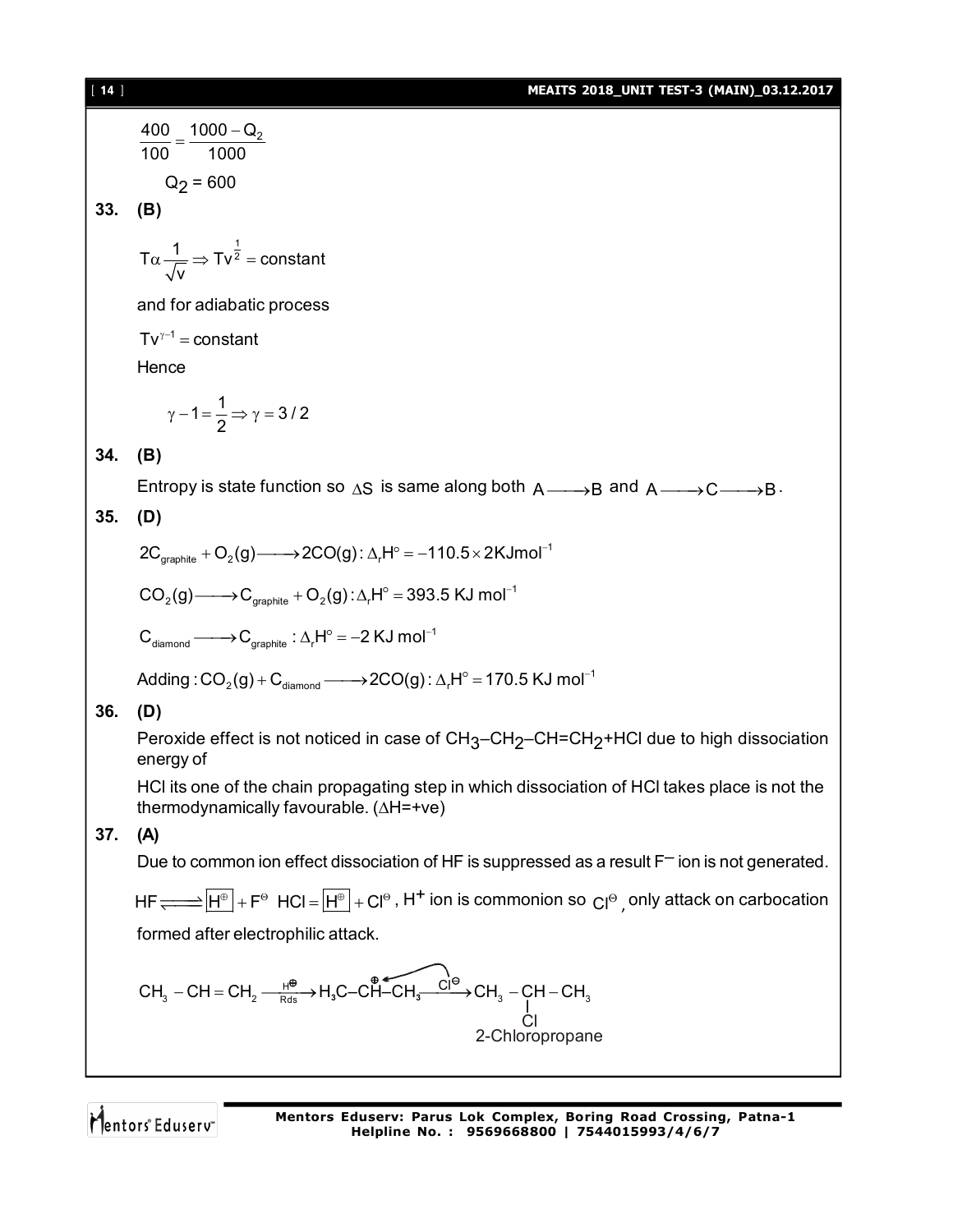$$\frac{400}{100} = \frac{1000 - Q_2}{1000}$$

$Q_2 = 600$

**33. (B)**

$$T \alpha \frac{1}{\sqrt{v}} \Rightarrow Tv^{\frac{1}{2}} = \text{constant}$$

and for adiabatic process

$Tv^{\gamma-1} = \text{constant}$

Hence

$$\gamma - 1 = \frac{1}{2} \Rightarrow \gamma = 3/2$$

**34. (B)**

Entropy is state function so $\Delta S$ is same along both $A \longrightarrow B$ and $A \longrightarrow C \longrightarrow B$.

**35. (D)**

$2C_{graphite} + O_2(g) \longrightarrow 2CO(g) : \Delta_r H^\circ = -110.5 \times 2 \text{KJmol}^{-1}$

$CO_2(g) \longrightarrow C_{graphite} + O_2(g) : \Delta_r H^\circ = 393.5 \text{ KJ mol}^{-1}$

$C_{diamond} \longrightarrow C_{graphite} : \Delta_r H^\circ = -2 \text{ KJ mol}^{-1}$

Adding : $CO_2(g) + C_{diamond} \longrightarrow 2CO(g) : \Delta_r H^\circ = 170.5 \text{ KJ mol}^{-1}$

**36. (D)**

Peroxide effect is not noticed in case of $CH_3–CH_2–CH=CH_2$+HCl due to high dissociation energy of

HCl its one of the chain propagating step in which dissociation of HCl takes place is not the thermodynamically favourable. ($\Delta H$=+ve)

**37. (A)**

Due to common ion effect dissociation of HF is suppressed as a result $F^-$ ion is not generated.

$HF \rightleftharpoons \boxed{H^{\oplus}} + F^{\ominus}$ $HCl = \boxed{H^{\oplus}} + Cl^{\ominus}$, $H^+$ ion is commonion so $Cl^{\ominus}$, only attack on carbocation formed after electrophilic attack.

$$CH_3 - CH = CH_2 \xrightarrow[\text{Rds}]{H^{\oplus}} H_3C–\overset{\oplus}{C}H–CH_3 \xrightarrow{Cl^{\ominus}} CH_3 - \underset{\underset{Cl}{|}}{CH} - CH_3$$

2-Chloropropane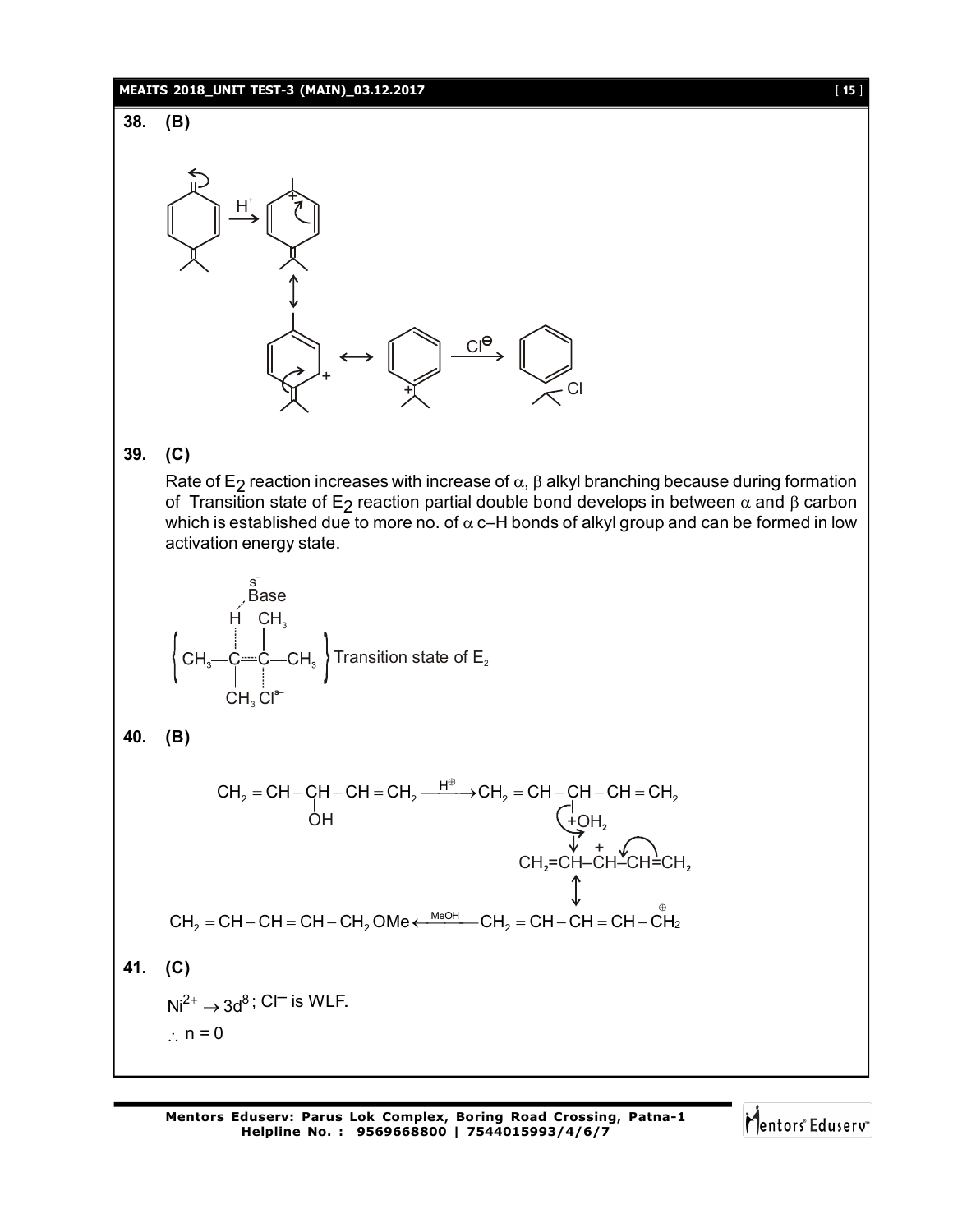**38. (B)**

$$\xrightarrow{H^+} \longleftrightarrow \longleftrightarrow \xrightarrow{Cl^{\ominus}}$$

**39. (C)**

Rate of $E_2$ reaction increases with increase of $\alpha$, $\beta$ alkyl branching because during formation of Transition state of $E_2$ reaction partial double bond develops in between $\alpha$ and $\beta$ carbon which is established due to more no. of $\alpha$ c–H bonds of alkyl group and can be formed in low activation energy state.

$$\left\{ \begin{array}{c} \overset{\delta^-}{\text{Base}} \\ \vdots \\ \text{H} \quad \text{CH}_3 \\ \text{CH}_3\text{—C}\overset{\cdots}{=}\text{C—CH}_3 \\ \text{CH}_3 \ \ \text{Cl}^{\delta-} \end{array} \right\} \text{Transition state of } E_2$$

**40. (B)**

$$CH_2 = CH - \underset{\displaystyle OH}{CH} - CH = CH_2 \xrightarrow{H^{\oplus}} CH_2 = CH - \underset{\displaystyle +OH_2}{CH} - CH = CH_2$$

$$\downarrow$$

$$CH_2{=}CH{-}\overset{+}{CH}{-}CH{=}CH_2$$

$$\updownarrow$$

$$CH_2 = CH - CH = CH - CH_2OMe \xleftarrow{MeOH} CH_2 = CH - CH = CH - \overset{\oplus}{CH_2}$$

**41. (C)**

$Ni^{2+} \rightarrow 3d^8$; $Cl^-$ is WLF.

$\therefore$ n = 0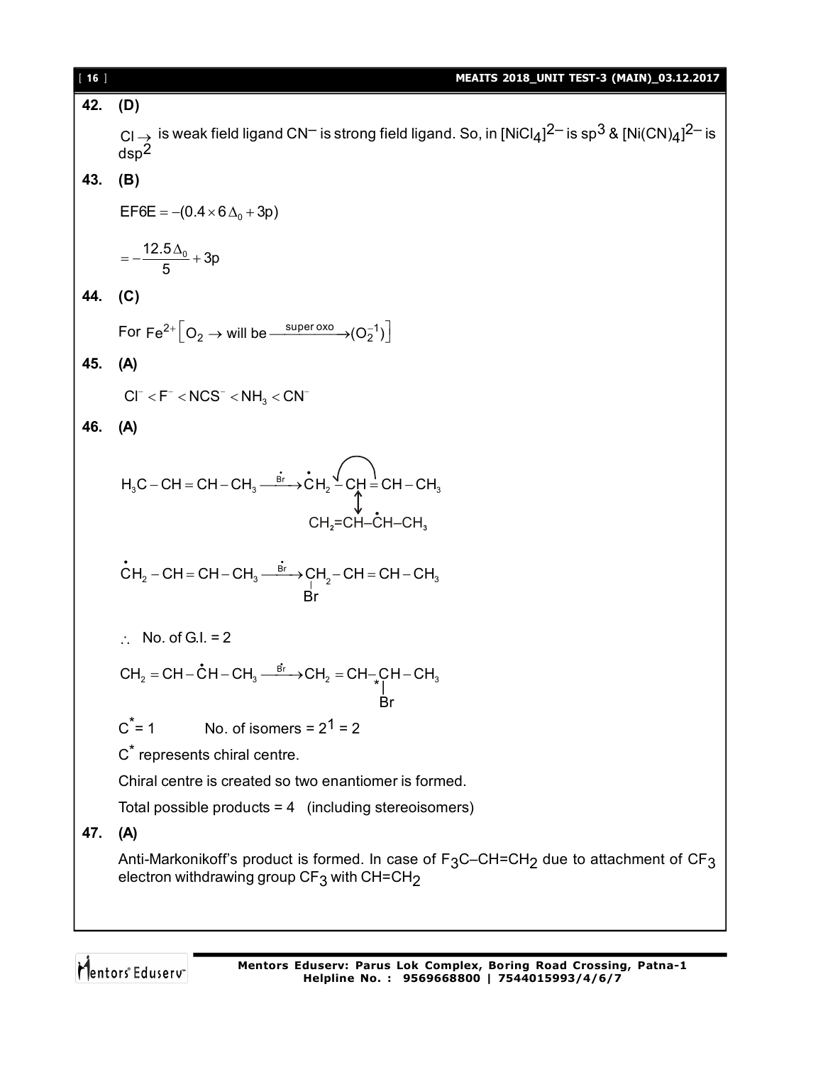**42. (D)**

$Cl \rightarrow$ is weak field ligand $CN^-$ is strong field ligand. So, in $[NiCl_4]^{2-}$ is $sp^3$ & $[Ni(CN)_4]^{2-}$ is $dsp^2$

**43. (B)**

$$EF6E = -(0.4 \times 6\Delta_0 + 3p)$$

$$= -\frac{12.5\Delta_0}{5} + 3p$$

**44. (C)**

For $Fe^{2+}\left[O_2 \rightarrow \text{will be} \xrightarrow{\text{super oxo}} (O_2^{-1})\right]$

**45. (A)**

$$Cl^- < F^- < NCS^- < NH_3 < CN^-$$

**46. (A)**

$$H_3C-CH=CH-CH_3 \xrightarrow{\dot{Br}} \dot{C}H_2-CH=CH-CH_3$$

$$\updownarrow$$

$$CH_2=CH-\dot{C}H-CH_3$$

$$\dot{C}H_2-CH=CH-CH_3 \xrightarrow{\dot{Br}} \underset{Br}{\underset{|}{CH_2}}-CH=CH-CH_3$$

$\therefore$ No. of G.I. = 2

$$CH_2=CH-\dot{C}H-CH_3 \xrightarrow{\dot{Br}} CH_2=CH-\underset{Br}{\underset{|}{\overset{*}{C}H}}-CH_3$$

$C^* = 1$ No. of isomers = $2^1 = 2$

$C^*$ represents chiral centre.

Chiral centre is created so two enantiomer is formed.

Total possible products = 4 (including stereoisomers)

**47. (A)**

Anti-Markonikoff's product is formed. In case of $F_3C-CH=CH_2$ due to attachment of $CF_3$ electron withdrawing group $CF_3$ with $CH=CH_2$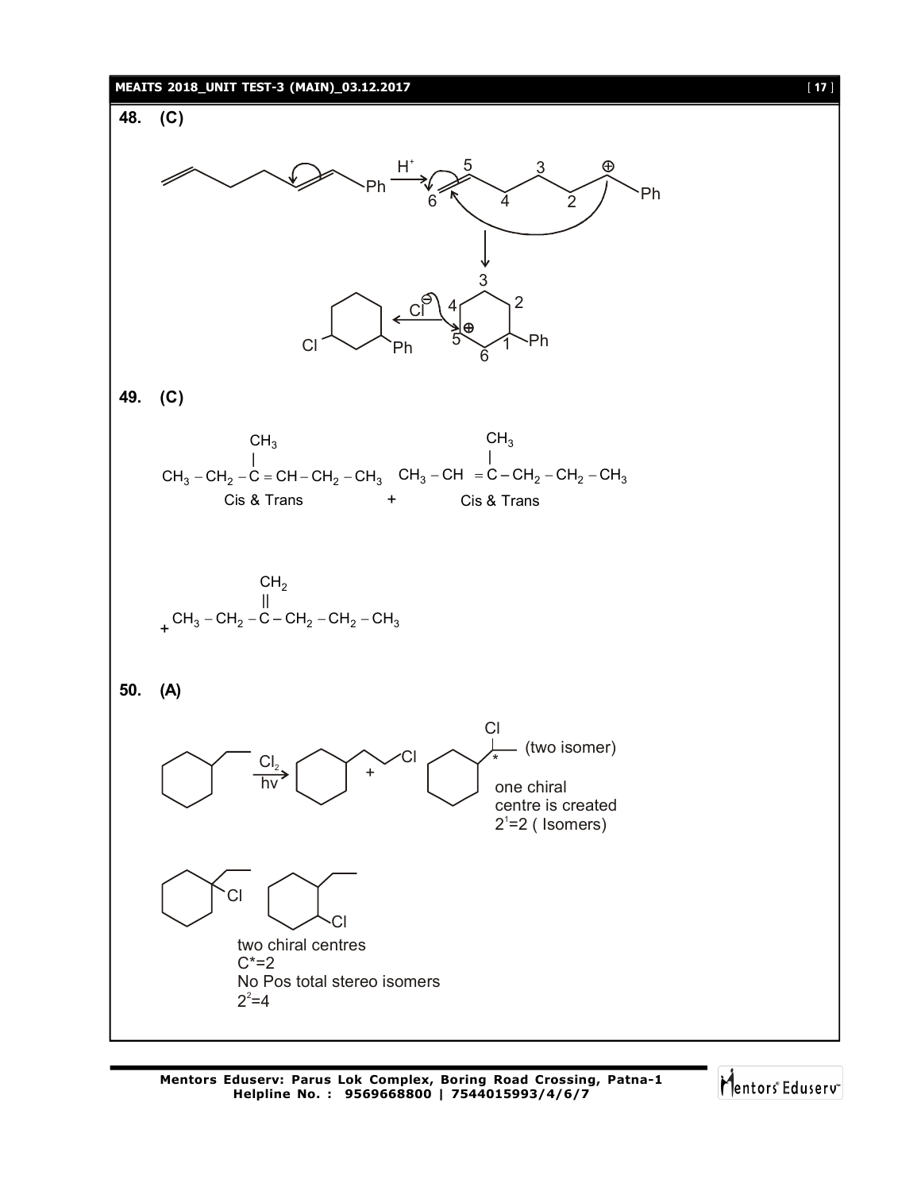**48. (C)**

$H^+$ ; $Cl^{\ominus}$

Ph ; 6, 5, 4, 3, 2, ⊕, Ph ; 3, 4, 2, ⊕ 5, 1, 6, Ph ; Cl, Ph

**49. (C)**

$$CH_3-CH_2-\underset{|}{\overset{CH_3}{C}}=CH-CH_2-CH_3 \quad CH_3-CH=\overset{CH_3}{\underset{|}{C}}-CH_2-CH_2-CH_3$$

Cis & Trans + Cis & Trans

$$+\ CH_3-CH_2-\overset{CH_2}{\overset{\|}{C}}-CH_2-CH_2-CH_3$$

**50. (A)**

$\xrightarrow[hv]{Cl_2}$ + (two isomer)

one chiral centre is created

$2^1=2$ ( Isomers)

Cl

Cl  Cl

two chiral centres

$C^*=2$

No Pos total stereo isomers

$2^2=4$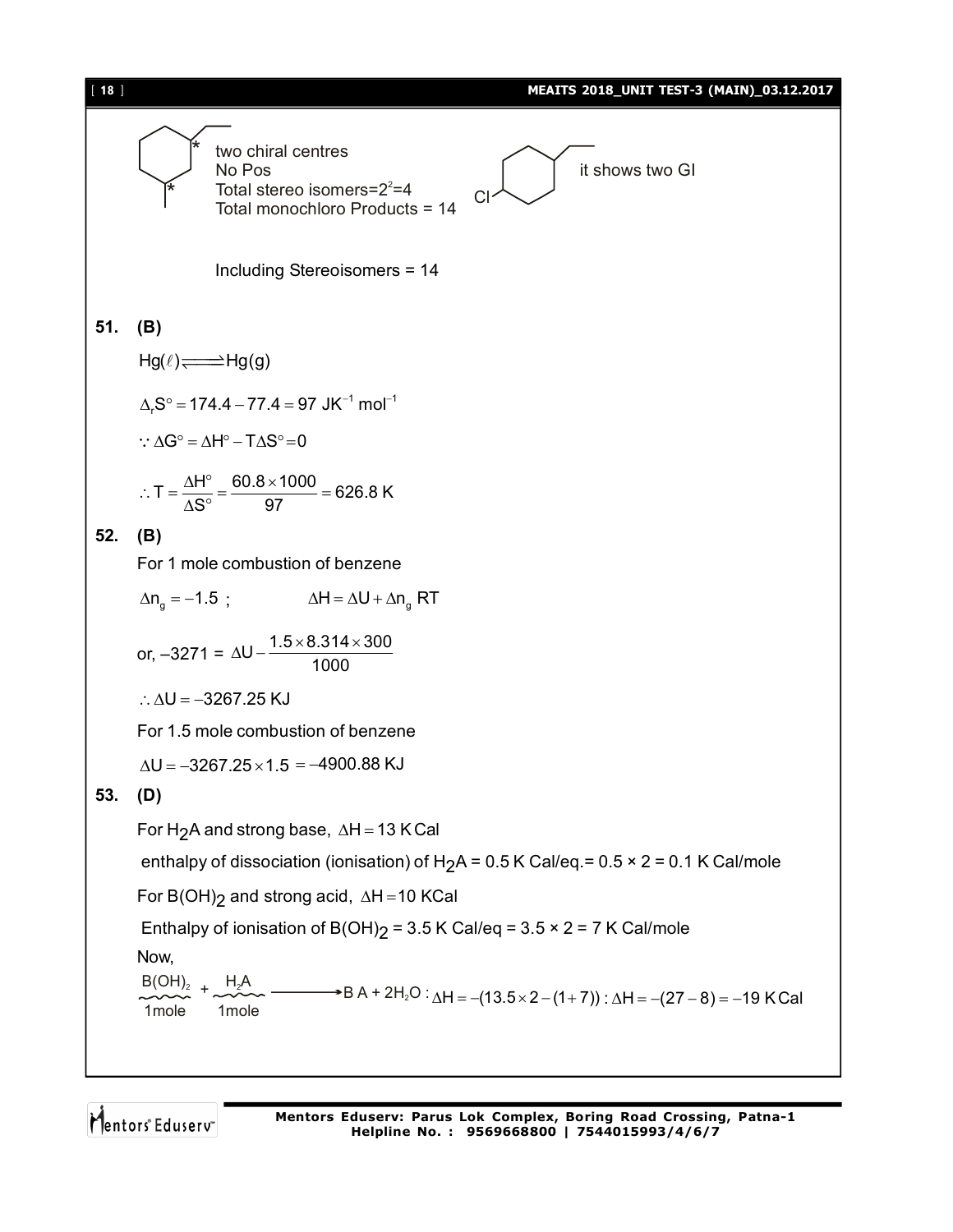two chiral centres
No Pos
Total stereo isomers=$2^2$=4
Total monochloro Products = 14

it shows two GI

Including Stereoisomers = 14

**51. (B)**

$Hg(\ell) \rightleftharpoons Hg(g)$

$$\Delta_r S^\circ = 174.4 - 77.4 = 97 \ JK^{-1} \ mol^{-1}$$

$$\because \Delta G^\circ = \Delta H^\circ - T\Delta S^\circ = 0$$

$$\therefore T = \frac{\Delta H^\circ}{\Delta S^\circ} = \frac{60.8 \times 1000}{97} = 626.8 \ K$$

**52. (B)**

For 1 mole combustion of benzene

$\Delta n_g = -1.5$ ; $\Delta H = \Delta U + \Delta n_g RT$

or, $-3271 = \Delta U - \dfrac{1.5 \times 8.314 \times 300}{1000}$

$\therefore \Delta U = -3267.25$ KJ

For 1.5 mole combustion of benzene

$\Delta U = -3267.25 \times 1.5 = -4900.88$ KJ

**53. (D)**

For $H_2A$ and strong base, $\Delta H = 13$ K Cal

enthalpy of dissociation (ionisation) of $H_2A$ = 0.5 K Cal/eq.= 0.5 × 2 = 0.1 K Cal/mole

For $B(OH)_2$ and strong acid, $\Delta H = 10$ KCal

Enthalpy of ionisation of $B(OH)_2$ = 3.5 K Cal/eq = 3.5 × 2 = 7 K Cal/mole

Now,

$$\underset{1mole}{B(OH)_2} + \underset{1mole}{H_2A} \longrightarrow BA + 2H_2O : \Delta H = -(13.5 \times 2 - (1 + 7)) : \Delta H = -(27 - 8) = -19 \ K Cal$$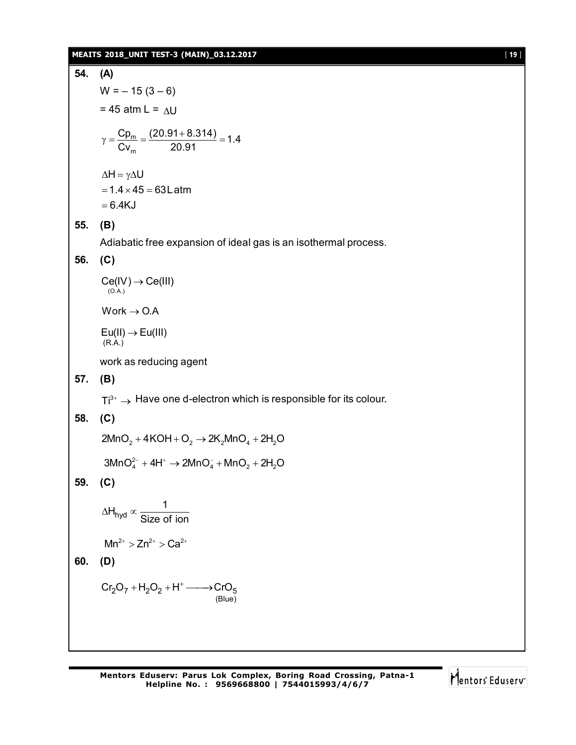**54. (A)**

$W = -15\,(3 - 6)$

$= 45$ atm L $= \Delta U$

$$\gamma = \frac{Cp_m}{Cv_m} = \frac{(20.91 + 8.314)}{20.91} = 1.4$$

$\Delta H = \gamma \Delta U$

$= 1.4 \times 45 = 63\,L\,atm$

$= 6.4KJ$

**55. (B)**

Adiabatic free expansion of ideal gas is an isothermal process.

**56. (C)**

$\underset{(O.A.)}{Ce(IV)} \rightarrow Ce(III)$

$Work \rightarrow O.A$

$\underset{(R.A.)}{Eu(II)} \rightarrow Eu(III)$

work as reducing agent

**57. (B)**

$Ti^{3+} \rightarrow$ Have one d-electron which is responsible for its colour.

**58. (C)**

$2MnO_2 + 4KOH + O_2 \rightarrow 2K_2MnO_4 + 2H_2O$

$3MnO_4^{2-} + 4H^+ \rightarrow 2MnO_4^- + MnO_2 + 2H_2O$

**59. (C)**

$$\Delta H_{hyd} \propto \frac{1}{\text{Size of ion}}$$

$Mn^{2+} > Zn^{2+} > Ca^{2+}$

**60. (D)**

$Cr_2O_7 + H_2O_2 + H^+ \longrightarrow \underset{(Blue)}{CrO_5}$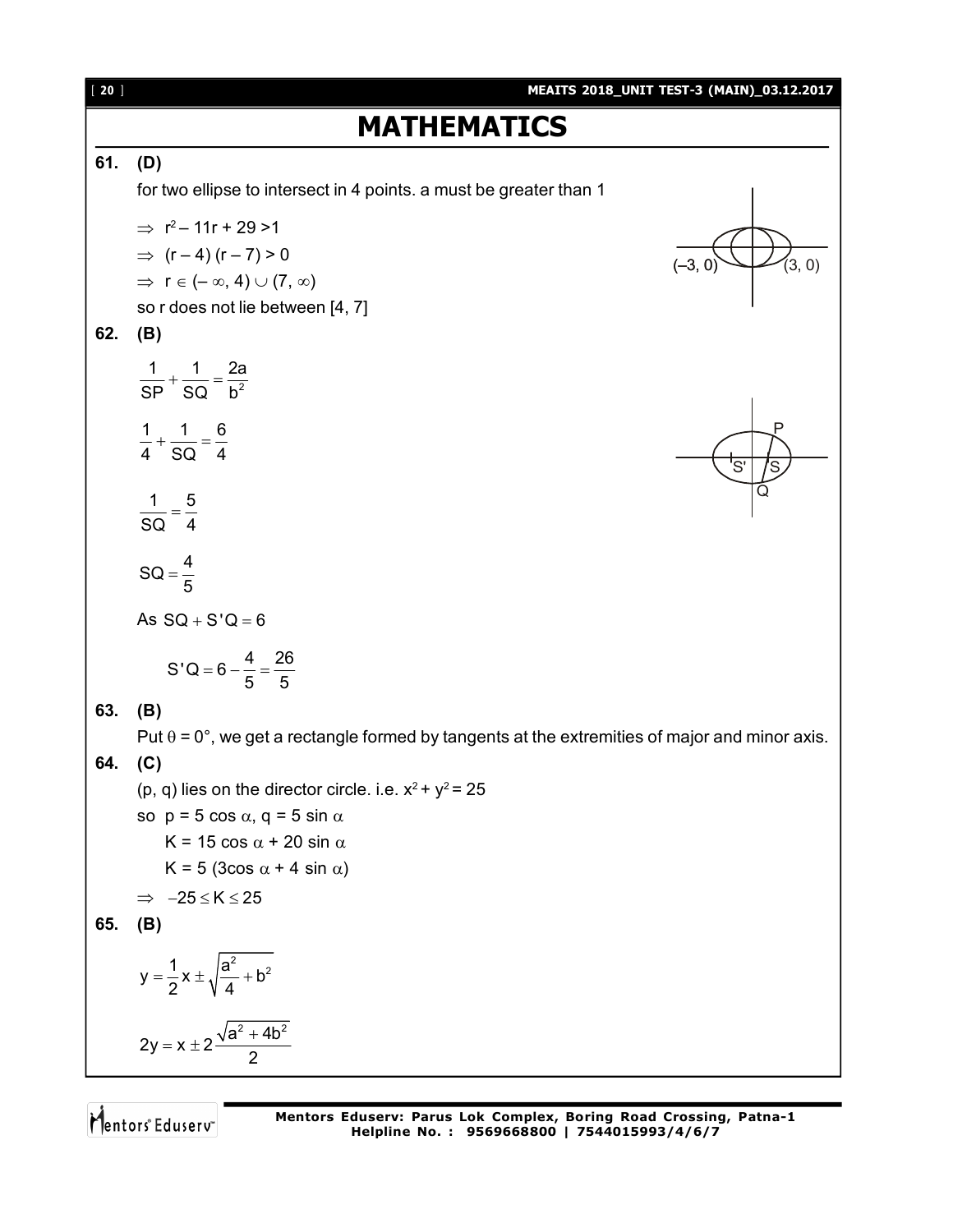# MATHEMATICS

**61. (D)**

for two ellipse to intersect in 4 points. a must be greater than 1

$\Rightarrow$ $r^2 - 11r + 29 > 1$

$\Rightarrow$ $(r - 4)(r - 7) > 0$

$\Rightarrow$ $r \in (-\infty, 4) \cup (7, \infty)$

so r does not lie between [4, 7]

(–3, 0) (3, 0)

**62. (B)**

$$\frac{1}{SP} + \frac{1}{SQ} = \frac{2a}{b^2}$$

$$\frac{1}{4} + \frac{1}{SQ} = \frac{6}{4}$$

$$\frac{1}{SQ} = \frac{5}{4}$$

$$SQ = \frac{4}{5}$$

As $SQ + S'Q = 6$

$$S'Q = 6 - \frac{4}{5} = \frac{26}{5}$$

P, S', S, Q

**63. (B)**

Put $\theta = 0°$, we get a rectangle formed by tangents at the extremities of major and minor axis.

**64. (C)**

(p, q) lies on the director circle. i.e. $x^2 + y^2 = 25$

so $p = 5 \cos \alpha$, $q = 5 \sin \alpha$

$K = 15 \cos \alpha + 20 \sin \alpha$

$K = 5 (3\cos \alpha + 4 \sin \alpha)$

$\Rightarrow$ $-25 \le K \le 25$

**65. (B)**

$$y = \frac{1}{2}x \pm \sqrt{\frac{a^2}{4} + b^2}$$

$$2y = x \pm 2\frac{\sqrt{a^2 + 4b^2}}{2}$$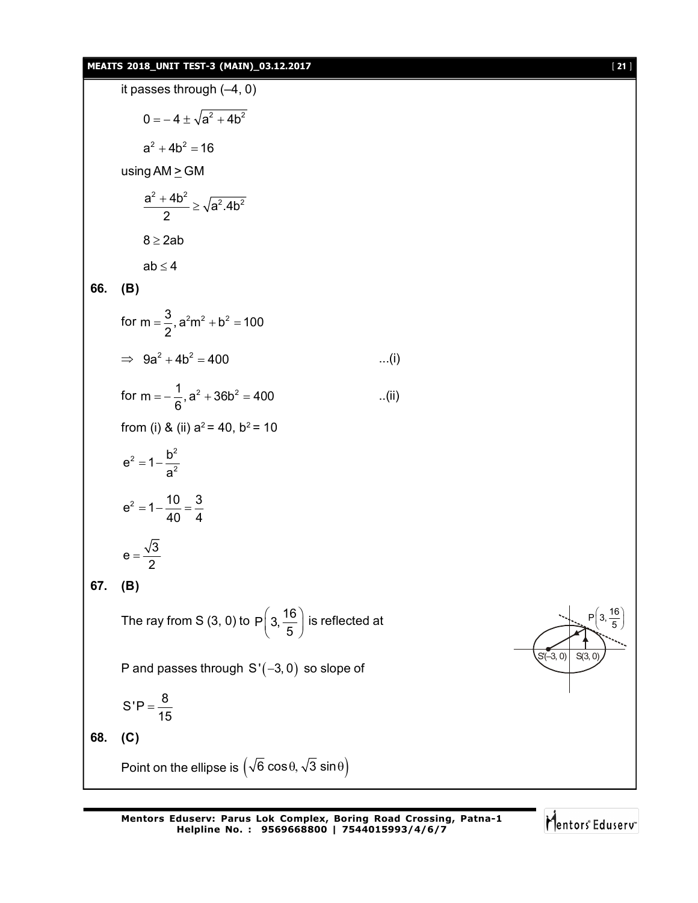it passes through (–4, 0)

$$0 = -4 \pm \sqrt{a^2 + 4b^2}$$

$$a^2 + 4b^2 = 16$$

using AM $\geq$ GM

$$\frac{a^2 + 4b^2}{2} \geq \sqrt{a^2.4b^2}$$

$$8 \geq 2ab$$

$$ab \leq 4$$

**66. (B)**

for $m = \frac{3}{2}, a^2m^2 + b^2 = 100$

$\Rightarrow \; 9a^2 + 4b^2 = 400$ ...(i)

for $m = -\frac{1}{6}, a^2 + 36b^2 = 400$ ..(ii)

from (i) & (ii) $a^2 = 40$, $b^2 = 10$

$$e^2 = 1 - \frac{b^2}{a^2}$$

$$e^2 = 1 - \frac{10}{40} = \frac{3}{4}$$

$$e = \frac{\sqrt{3}}{2}$$

**67. (B)**

The ray from S (3, 0) to $P\left(3, \frac{16}{5}\right)$ is reflected at P and passes through $S'(-3, 0)$ so slope of

$$S'P = \frac{8}{15}$$

**68. (C)**

Point on the ellipse is $\left(\sqrt{6}\cos\theta, \sqrt{3}\sin\theta\right)$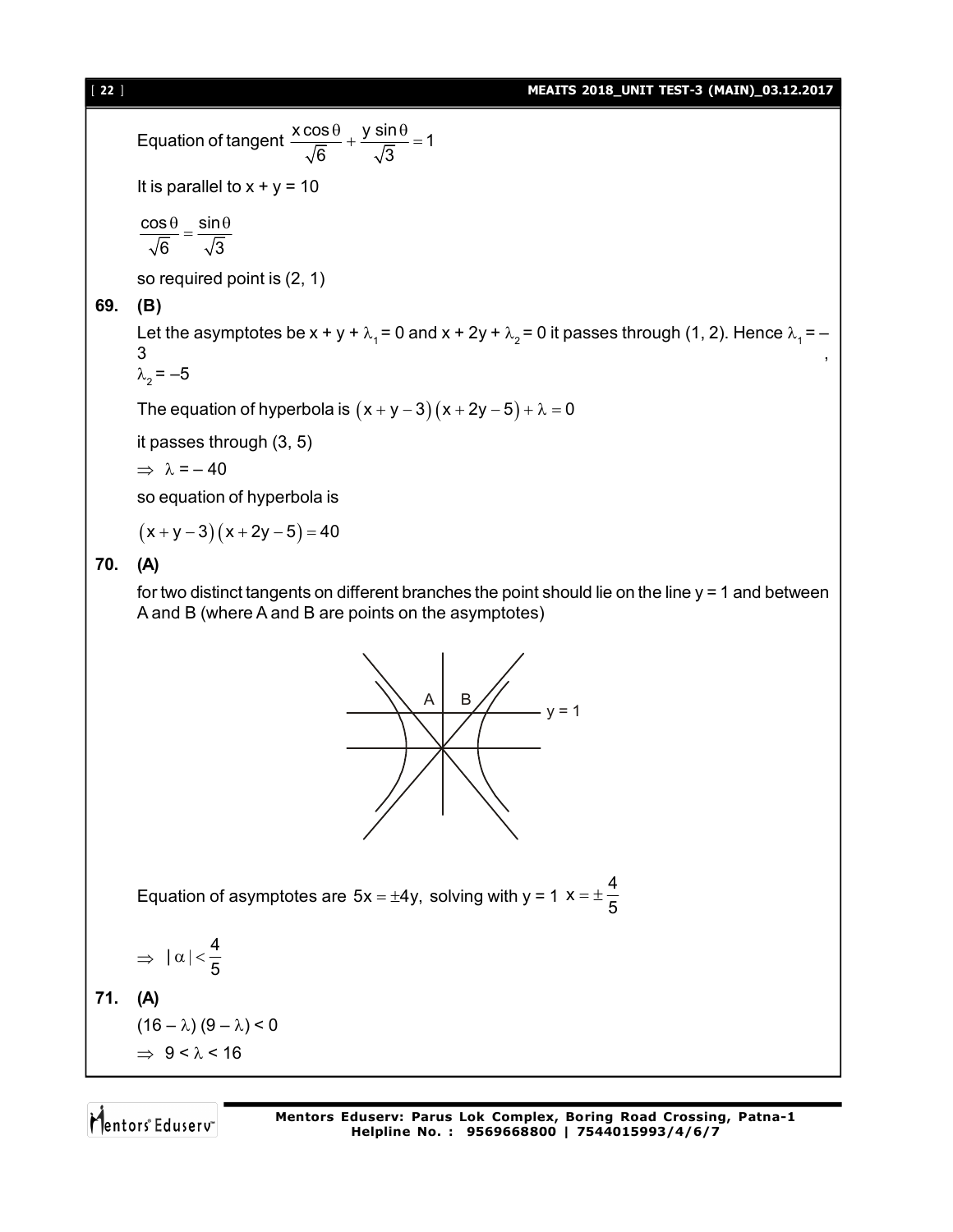Equation of tangent $\frac{x\cos\theta}{\sqrt{6}} + \frac{y\sin\theta}{\sqrt{3}} = 1$

It is parallel to x + y = 10

$$\frac{\cos\theta}{\sqrt{6}} = \frac{\sin\theta}{\sqrt{3}}$$

so required point is (2, 1)

**69. (B)**

Let the asymptotes be $x + y + \lambda_1 = 0$ and $x + 2y + \lambda_2 = 0$ it passes through (1, 2). Hence $\lambda_1 = -3$, $\lambda_2 = -5$

The equation of hyperbola is $(x + y - 3)(x + 2y - 5) + \lambda = 0$

it passes through (3, 5)

$\Rightarrow \lambda = -40$

so equation of hyperbola is

$$(x + y - 3)(x + 2y - 5) = 40$$

**70. (A)**

for two distinct tangents on different branches the point should lie on the line y = 1 and between A and B (where A and B are points on the asymptotes)

Equation of asymptotes are $5x = \pm 4y$, solving with y = 1 $x = \pm\frac{4}{5}$

$$\Rightarrow |\alpha| < \frac{4}{5}$$

**71. (A)**

$(16 - \lambda)(9 - \lambda) < 0$

$\Rightarrow 9 < \lambda < 16$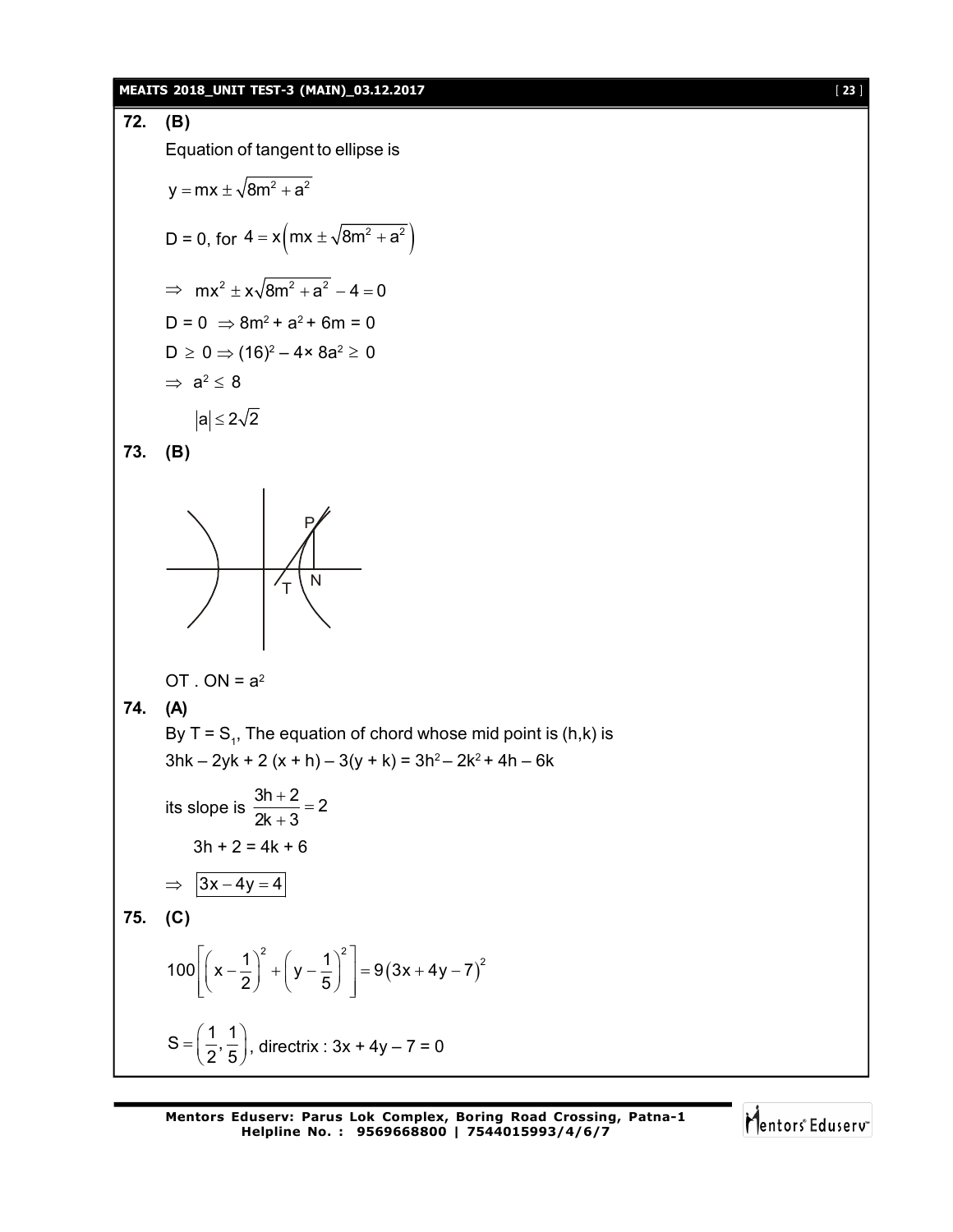**72. (B)**

Equation of tangent to ellipse is

$$y = mx \pm \sqrt{8m^2 + a^2}$$

D = 0, for $4 = x\left(mx \pm \sqrt{8m^2 + a^2}\right)$

$\Rightarrow \; mx^2 \pm x\sqrt{8m^2 + a^2} - 4 = 0$

D = 0 $\Rightarrow 8m^2 + a^2 + 6m = 0$

D $\geq$ 0 $\Rightarrow (16)^2 - 4 \times 8a^2 \geq 0$

$\Rightarrow \; a^2 \leq 8$

$|a| \leq 2\sqrt{2}$

**73. (B)**

OT . ON = $a^2$

**74. (A)**

By T = $S_1$, The equation of chord whose mid point is (h,k) is

$3hk - 2yk + 2(x + h) - 3(y + k) = 3h^2 - 2k^2 + 4h - 6k$

its slope is $\frac{3h + 2}{2k + 3} = 2$

$3h + 2 = 4k + 6$

$\Rightarrow \; \boxed{3x - 4y = 4}$

**75. (C)**

$$100\left[\left(x - \frac{1}{2}\right)^2 + \left(y - \frac{1}{5}\right)^2\right] = 9(3x + 4y - 7)^2$$

$S = \left(\frac{1}{2}, \frac{1}{5}\right)$, directrix : 3x + 4y – 7 = 0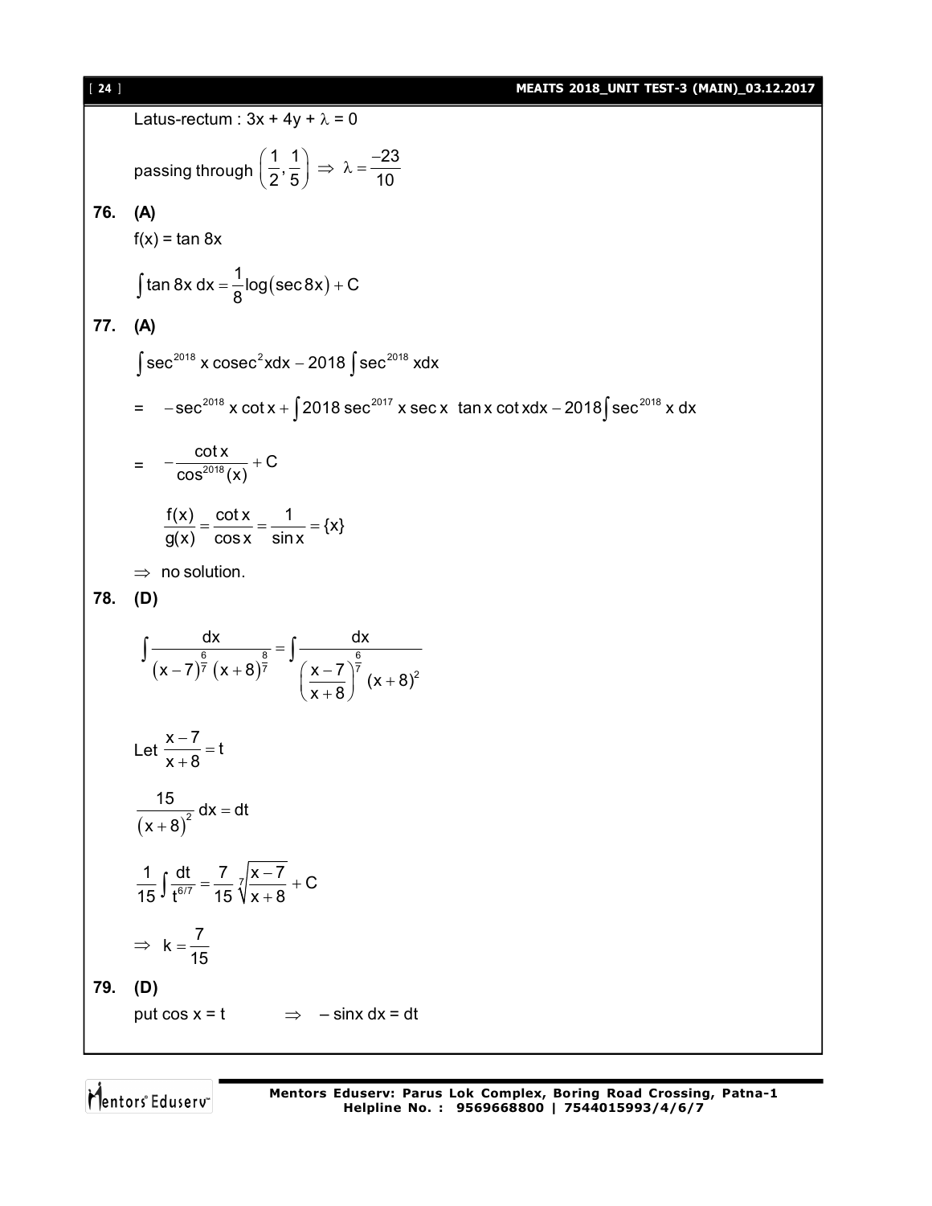Latus-rectum : $3x + 4y + \lambda = 0$

passing through $\left(\frac{1}{2}, \frac{1}{5}\right) \Rightarrow \lambda = \frac{-23}{10}$

**76. (A)**

$f(x) = \tan 8x$

$$\int \tan 8x \, dx = \frac{1}{8}\log(\sec 8x) + C$$

**77. (A)**

$$\int \sec^{2018} x \operatorname{cosec}^2 x dx - 2018 \int \sec^{2018} x dx$$

$$= \quad -\sec^{2018} x \cot x + \int 2018 \sec^{2017} x \sec x \; \tan x \cot x dx - 2018 \int \sec^{2018} x \, dx$$

$$= \quad -\frac{\cot x}{\cos^{2018}(x)} + C$$

$$\frac{f(x)}{g(x)} = \frac{\cot x}{\cos x} = \frac{1}{\sin x} = \{x\}$$

$\Rightarrow$ no solution.

**78. (D)**

$$\int \frac{dx}{(x-7)^{\frac{6}{7}}(x+8)^{\frac{8}{7}}} = \int \frac{dx}{\left(\frac{x-7}{x+8}\right)^{\frac{6}{7}}(x+8)^2}$$

Let $\frac{x-7}{x+8} = t$

$$\frac{15}{(x+8)^2} dx = dt$$

$$\frac{1}{15}\int \frac{dt}{t^{6/7}} = \frac{7}{15}\sqrt[7]{\frac{x-7}{x+8}} + C$$

$\Rightarrow \; k = \frac{7}{15}$

**79. (D)**

put $\cos x = t \qquad \Rightarrow \quad -\sin x \, dx = dt$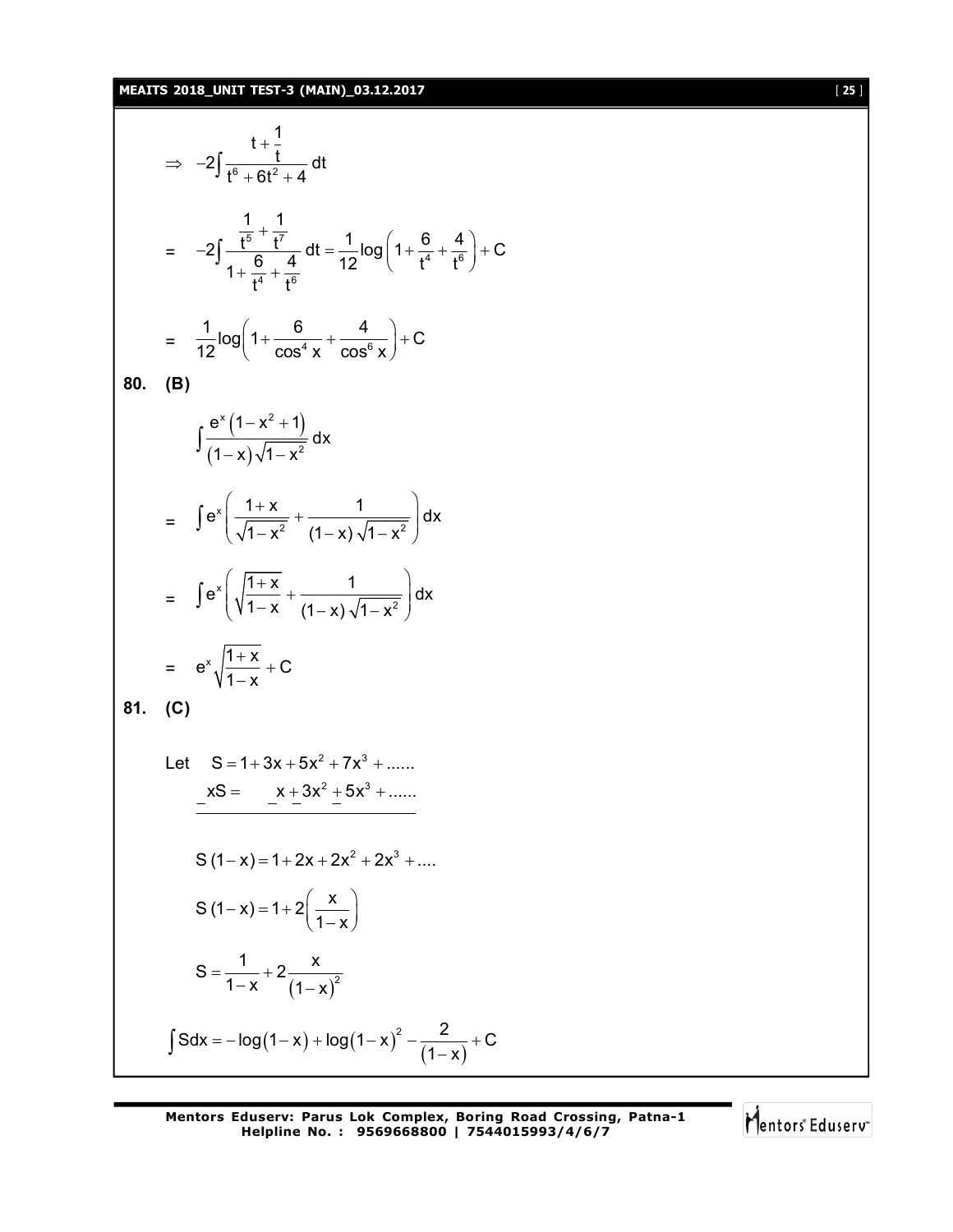$$\Rightarrow \; -2\int \frac{t+\frac{1}{t}}{t^6+6t^2+4}\,dt$$

$$= \; -2\int \frac{\frac{1}{t^5}+\frac{1}{t^7}}{1+\frac{6}{t^4}+\frac{4}{t^6}}\,dt = \frac{1}{12}\log\left(1+\frac{6}{t^4}+\frac{4}{t^6}\right)+C$$

$$= \; \frac{1}{12}\log\left(1+\frac{6}{\cos^4 x}+\frac{4}{\cos^6 x}\right)+C$$

**80. (B)**

$$\int \frac{e^x\left(1-x^2+1\right)}{(1-x)\sqrt{1-x^2}}\,dx$$

$$= \; \int e^x\left(\frac{1+x}{\sqrt{1-x^2}}+\frac{1}{(1-x)\sqrt{1-x^2}}\right)dx$$

$$= \; \int e^x\left(\sqrt{\frac{1+x}{1-x}}+\frac{1}{(1-x)\sqrt{1-x^2}}\right)dx$$

$$= \; e^x\sqrt{\frac{1+x}{1-x}}+C$$

**81. (C)**

Let $\quad S = 1+3x+5x^2+7x^3+......$

$\quad \underline{\;\;-xS = \quad\;\; -x-3x^2-5x^3-......}$

$$S(1-x) = 1+2x+2x^2+2x^3+....$$

$$S(1-x) = 1+2\left(\frac{x}{1-x}\right)$$

$$S = \frac{1}{1-x}+2\frac{x}{(1-x)^2}$$

$$\int S\,dx = -\log(1-x)+\log(1-x)^2-\frac{2}{(1-x)}+C$$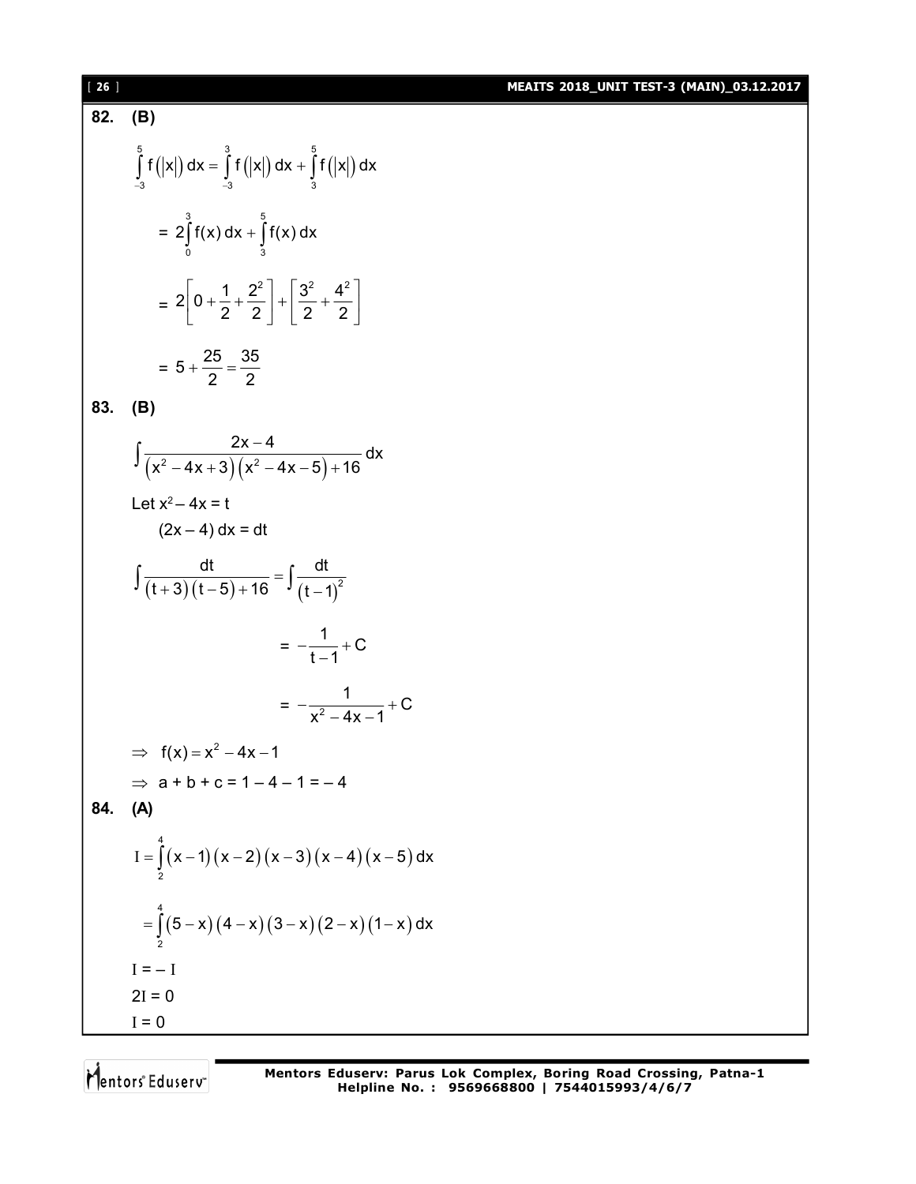**82. (B)**

$$\int_{-3}^{5} f(|x|)\,dx = \int_{-3}^{3} f(|x|)\,dx + \int_{3}^{5} f(|x|)\,dx$$

$$= 2\int_{0}^{3} f(x)\,dx + \int_{3}^{5} f(x)\,dx$$

$$= 2\left[0 + \frac{1}{2} + \frac{2^2}{2}\right] + \left[\frac{3^2}{2} + \frac{4^2}{2}\right]$$

$$= 5 + \frac{25}{2} = \frac{35}{2}$$

**83. (B)**

$$\int \frac{2x-4}{\left(x^2-4x+3\right)\left(x^2-4x-5\right)+16}\,dx$$

Let $x^2 - 4x = t$

$(2x-4)\,dx = dt$

$$\int \frac{dt}{(t+3)(t-5)+16} = \int \frac{dt}{(t-1)^2}$$

$$= -\frac{1}{t-1} + C$$

$$= -\frac{1}{x^2-4x-1} + C$$

$\Rightarrow\ f(x) = x^2 - 4x - 1$

$\Rightarrow\ a + b + c = 1 - 4 - 1 = -4$

**84. (A)**

$$I = \int_{2}^{4} (x-1)(x-2)(x-3)(x-4)(x-5)\,dx$$

$$= \int_{2}^{4} (5-x)(4-x)(3-x)(2-x)(1-x)\,dx$$

$I = -I$

$2I = 0$

$I = 0$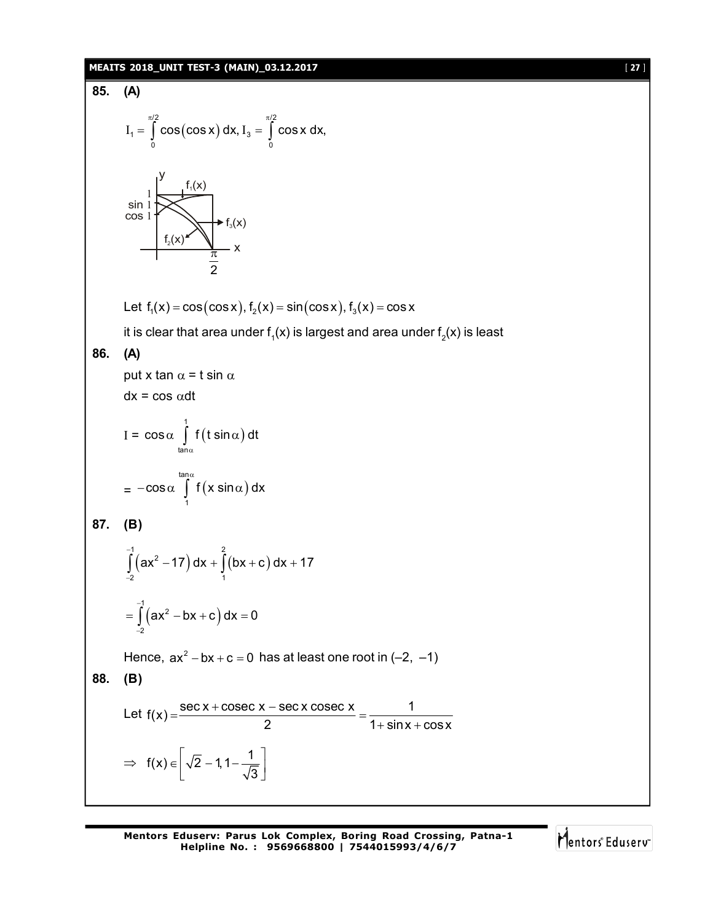**85. (A)**

$$I_1 = \int_0^{\pi/2} \cos(\cos x)\, dx, I_3 = \int_0^{\pi/2} \cos x \, dx,$$

Let $f_1(x) = \cos(\cos x), f_2(x) = \sin(\cos x), f_3(x) = \cos x$

it is clear that area under $f_1(x)$ is largest and area under $f_2(x)$ is least

**86. (A)**

put x tan $\alpha$ = t sin $\alpha$

dx = cos $\alpha$dt

$$I = \cos\alpha \int_{\tan\alpha}^{1} f(t \sin\alpha)\, dt$$

$$= -\cos\alpha \int_{1}^{\tan\alpha} f(x \sin\alpha)\, dx$$

**87. (B)**

$$\int_{-2}^{-1} (ax^2 - 17)\, dx + \int_{1}^{2} (bx + c)\, dx + 17$$

$$= \int_{-2}^{-1} (ax^2 - bx + c)\, dx = 0$$

Hence, $ax^2 - bx + c = 0$ has at least one root in (–2, –1)

**88. (B)**

Let $f(x) = \dfrac{\sec x + \operatorname{cosec} x - \sec x \operatorname{cosec} x}{2} = \dfrac{1}{1 + \sin x + \cos x}$

$$\Rightarrow \ f(x) \in \left[\sqrt{2} - 1, 1 - \frac{1}{\sqrt{3}}\right]$$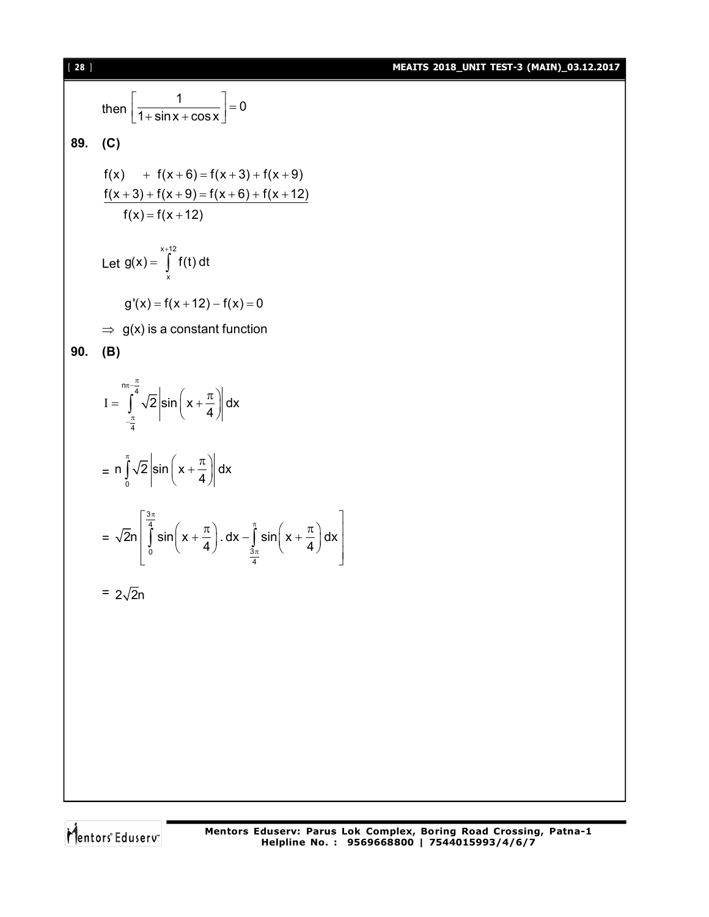then $\left[\dfrac{1}{1+\sin x+\cos x}\right]=0$

**89. (C)**

$$\begin{aligned} f(x) \quad + \ f(x+6) &= f(x+3)+f(x+9) \\ f(x+3)+f(x+9) &= f(x+6)+f(x+12) \end{aligned}$$

$$f(x)=f(x+12)$$

Let $g(x)=\displaystyle\int_{x}^{x+12} f(t)\,dt$

$$g'(x)=f(x+12)-f(x)=0$$

$\Rightarrow$ g(x) is a constant function

**90. (B)**

$$I=\int_{-\frac{\pi}{4}}^{n\pi-\frac{\pi}{4}} \sqrt{2}\left|\sin\left(x+\frac{\pi}{4}\right)\right| dx$$

$$= n\int_{0}^{\pi} \sqrt{2}\left|\sin\left(x+\frac{\pi}{4}\right)\right| dx$$

$$= \sqrt{2}n\left[\int_{0}^{\frac{3\pi}{4}} \sin\left(x+\frac{\pi}{4}\right).dx-\int_{\frac{3\pi}{4}}^{\pi} \sin\left(x+\frac{\pi}{4}\right)dx\right]$$

$$= 2\sqrt{2}n$$